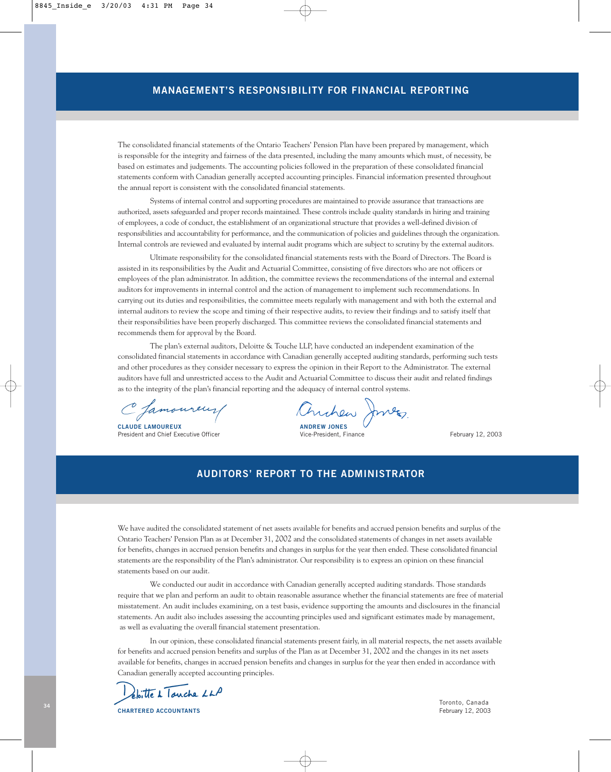## MANAGEMENT'S RESPONSIBILITY FOR FINANCIAL REPORTING

The consolidated financial statements of the Ontario Teachers' Pension Plan have been prepared by management, which is responsible for the integrity and fairness of the data presented, including the many amounts which must, of necessity, be based on estimates and judgements. The accounting policies followed in the preparation of these consolidated financial statements conform with Canadian generally accepted accounting principles. Financial information presented throughout the annual report is consistent with the consolidated financial statements.

Systems of internal control and supporting procedures are maintained to provide assurance that transactions are authorized, assets safeguarded and proper records maintained. These controls include quality standards in hiring and training of employees, a code of conduct, the establishment of an organizational structure that provides a well-defined division of responsibilities and accountability for performance, and the communication of policies and guidelines through the organization. Internal controls are reviewed and evaluated by internal audit programs which are subject to scrutiny by the external auditors.

Ultimate responsibility for the consolidated financial statements rests with the Board of Directors. The Board is assisted in its responsibilities by the Audit and Actuarial Committee, consisting of five directors who are not officers or employees of the plan administrator. In addition, the committee reviews the recommendations of the internal and external auditors for improvements in internal control and the action of management to implement such recommendations. In carrying out its duties and responsibilities, the committee meets regularly with management and with both the external and internal auditors to review the scope and timing of their respective audits, to review their findings and to satisfy itself that their responsibilities have been properly discharged. This committee reviews the consolidated financial statements and recommends them for approval by the Board.

The plan's external auditors, Deloitte & Touche LLP, have conducted an independent examination of the consolidated financial statements in accordance with Canadian generally accepted auditing standards, performing such tests and other procedures as they consider necessary to express the opinion in their Report to the Administrator. The external auditors have full and unrestricted access to the Audit and Actuarial Committee to discuss their audit and related findings as to the integrity of the plan's financial reporting and the adequacy of internal control systems.

**CLAUDE LAMOUREUX**
President and Chief Executive Officer

**ANDREW JONES**
Vice-President, Finance

February 12, 2003

## AUDITORS' REPORT TO THE ADMINISTRATOR

We have audited the consolidated statement of net assets available for benefits and accrued pension benefits and surplus of the Ontario Teachers' Pension Plan as at December 31, 2002 and the consolidated statements of changes in net assets available for benefits, changes in accrued pension benefits and changes in surplus for the year then ended. These consolidated financial statements are the responsibility of the Plan's administrator. Our responsibility is to express an opinion on these financial statements based on our audit.

We conducted our audit in accordance with Canadian generally accepted auditing standards. Those standards require that we plan and perform an audit to obtain reasonable assurance whether the financial statements are free of material misstatement. An audit includes examining, on a test basis, evidence supporting the amounts and disclosures in the financial statements. An audit also includes assessing the accounting principles used and significant estimates made by management, as well as evaluating the overall financial statement presentation.

In our opinion, these consolidated financial statements present fairly, in all material respects, the net assets available for benefits and accrued pension benefits and surplus of the Plan as at December 31, 2002 and the changes in its net assets available for benefits, changes in accrued pension benefits and changes in surplus for the year then ended in accordance with Canadian generally accepted accounting principles.

Deloitte & Touche LLP

**CHARTERED ACCOUNTANTS**

Toronto, Canada
February 12, 2003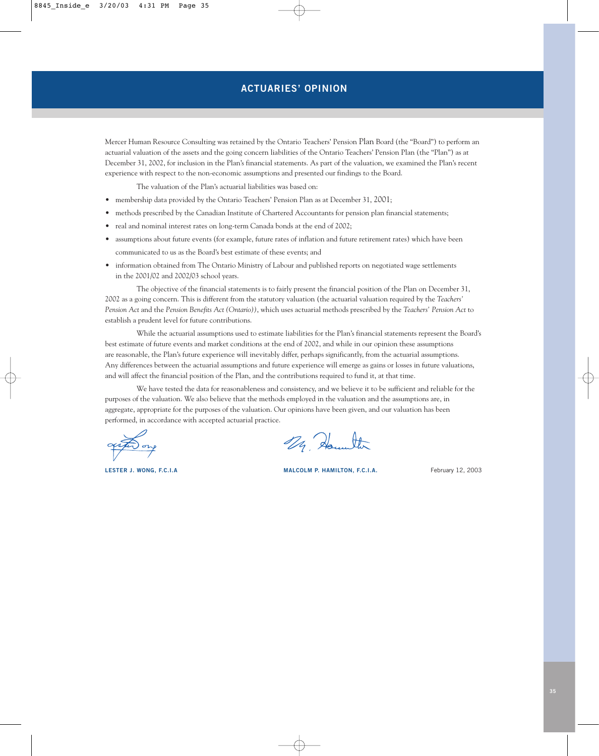# ACTUARIES' OPINION

Mercer Human Resource Consulting was retained by the Ontario Teachers' Pension Plan Board (the "Board") to perform an actuarial valuation of the assets and the going concern liabilities of the Ontario Teachers' Pension Plan (the "Plan") as at December 31, 2002, for inclusion in the Plan's financial statements. As part of the valuation, we examined the Plan's recent experience with respect to the non-economic assumptions and presented our findings to the Board.

The valuation of the Plan's actuarial liabilities was based on:

- membership data provided by the Ontario Teachers' Pension Plan as at December 31, 2001;
- methods prescribed by the Canadian Institute of Chartered Accountants for pension plan financial statements;
- real and nominal interest rates on long-term Canada bonds at the end of 2002;
- assumptions about future events (for example, future rates of inflation and future retirement rates) which have been communicated to us as the Board's best estimate of these events; and
- information obtained from The Ontario Ministry of Labour and published reports on negotiated wage settlements in the 2001/02 and 2002/03 school years.

The objective of the financial statements is to fairly present the financial position of the Plan on December 31, 2002 as a going concern. This is different from the statutory valuation (the actuarial valuation required by the *Teachers' Pension Act* and the *Pension Benefits Act (Ontario)*), which uses actuarial methods prescribed by the *Teachers' Pension Act* to establish a prudent level for future contributions.

While the actuarial assumptions used to estimate liabilities for the Plan's financial statements represent the Board's best estimate of future events and market conditions at the end of 2002, and while in our opinion these assumptions are reasonable, the Plan's future experience will inevitably differ, perhaps significantly, from the actuarial assumptions. Any differences between the actuarial assumptions and future experience will emerge as gains or losses in future valuations, and will affect the financial position of the Plan, and the contributions required to fund it, at that time.

We have tested the data for reasonableness and consistency, and we believe it to be sufficient and reliable for the purposes of the valuation. We also believe that the methods employed in the valuation and the assumptions are, in aggregate, appropriate for the purposes of the valuation. Our opinions have been given, and our valuation has been performed, in accordance with accepted actuarial practice.

**LESTER J. WONG, F.C.I.A**

**MALCOLM P. HAMILTON, F.C.I.A.**

February 12, 2003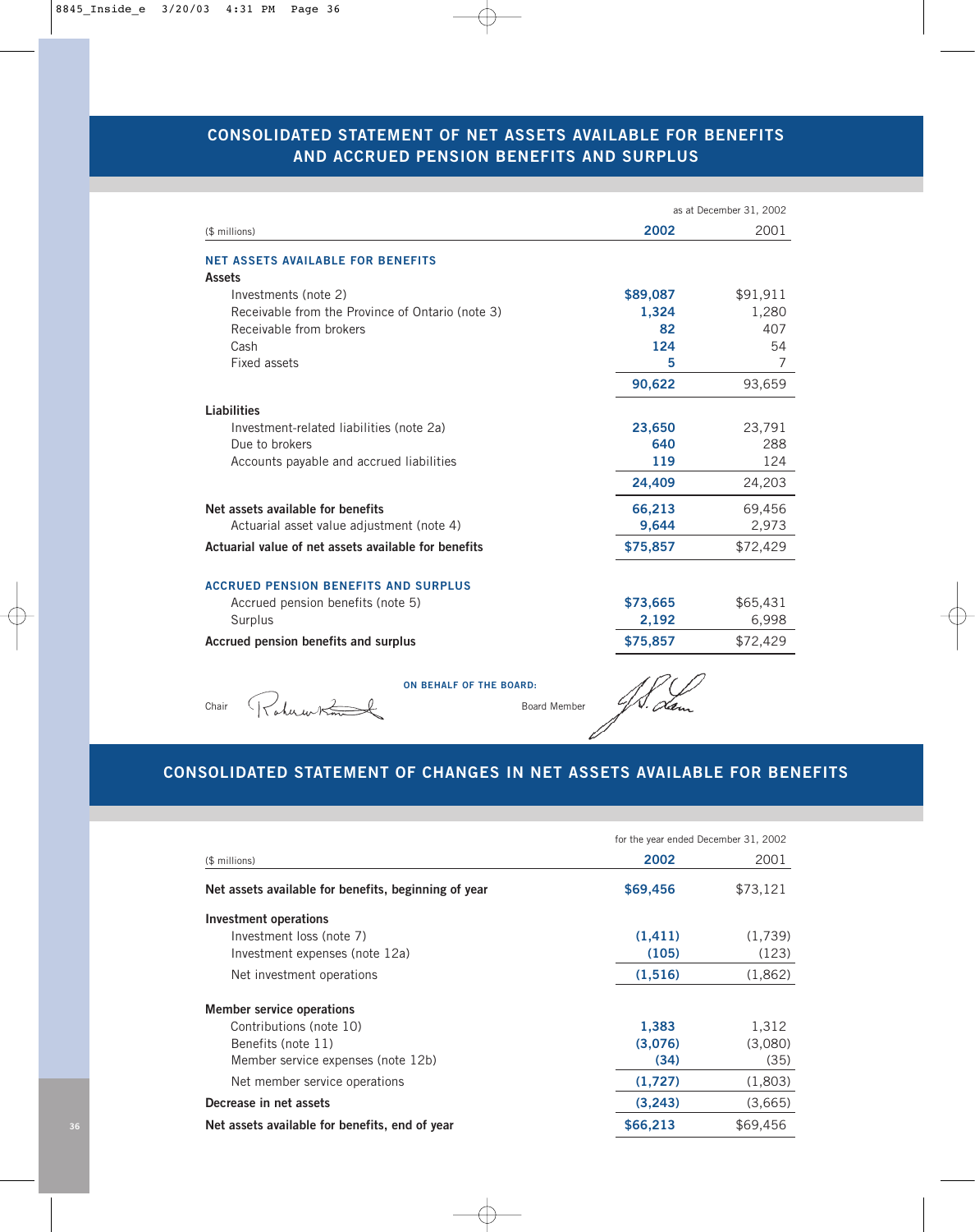## CONSOLIDATED STATEMENT OF NET ASSETS AVAILABLE FOR BENEFITS AND ACCRUED PENSION BENEFITS AND SURPLUS

as at December 31, 2002

| ($ millions) | 2002 | 2001 |
|---|---|---|
| **NET ASSETS AVAILABLE FOR BENEFITS** | | |
| **Assets** | | |
| Investments (note 2) | $89,087 | $91,911 |
| Receivable from the Province of Ontario (note 3) | 1,324 | 1,280 |
| Receivable from brokers | 82 | 407 |
| Cash | 124 | 54 |
| Fixed assets | 5 | 7 |
| | 90,622 | 93,659 |
| **Liabilities** | | |
| Investment-related liabilities (note 2a) | 23,650 | 23,791 |
| Due to brokers | 640 | 288 |
| Accounts payable and accrued liabilities | 119 | 124 |
| | 24,409 | 24,203 |
| **Net assets available for benefits** | 66,213 | 69,456 |
| Actuarial asset value adjustment (note 4) | 9,644 | 2,973 |
| **Actuarial value of net assets available for benefits** | $75,857 | $72,429 |
| **ACCRUED PENSION BENEFITS AND SURPLUS** | | |
| Accrued pension benefits (note 5) | $73,665 | $65,431 |
| Surplus | 2,192 | 6,998 |
| **Accrued pension benefits and surplus** | $75,857 | $72,429 |

**ON BEHALF OF THE BOARD:**

Chair

Board Member

## CONSOLIDATED STATEMENT OF CHANGES IN NET ASSETS AVAILABLE FOR BENEFITS

for the year ended December 31, 2002

| ($ millions) | 2002 | 2001 |
|---|---|---|
| **Net assets available for benefits, beginning of year** | $69,456 | $73,121 |
| **Investment operations** | | |
| Investment loss (note 7) | (1,411) | (1,739) |
| Investment expenses (note 12a) | (105) | (123) |
| Net investment operations | (1,516) | (1,862) |
| **Member service operations** | | |
| Contributions (note 10) | 1,383 | 1,312 |
| Benefits (note 11) | (3,076) | (3,080) |
| Member service expenses (note 12b) | (34) | (35) |
| Net member service operations | (1,727) | (1,803) |
| **Decrease in net assets** | (3,243) | (3,665) |
| **Net assets available for benefits, end of year** | $66,213 | $69,456 |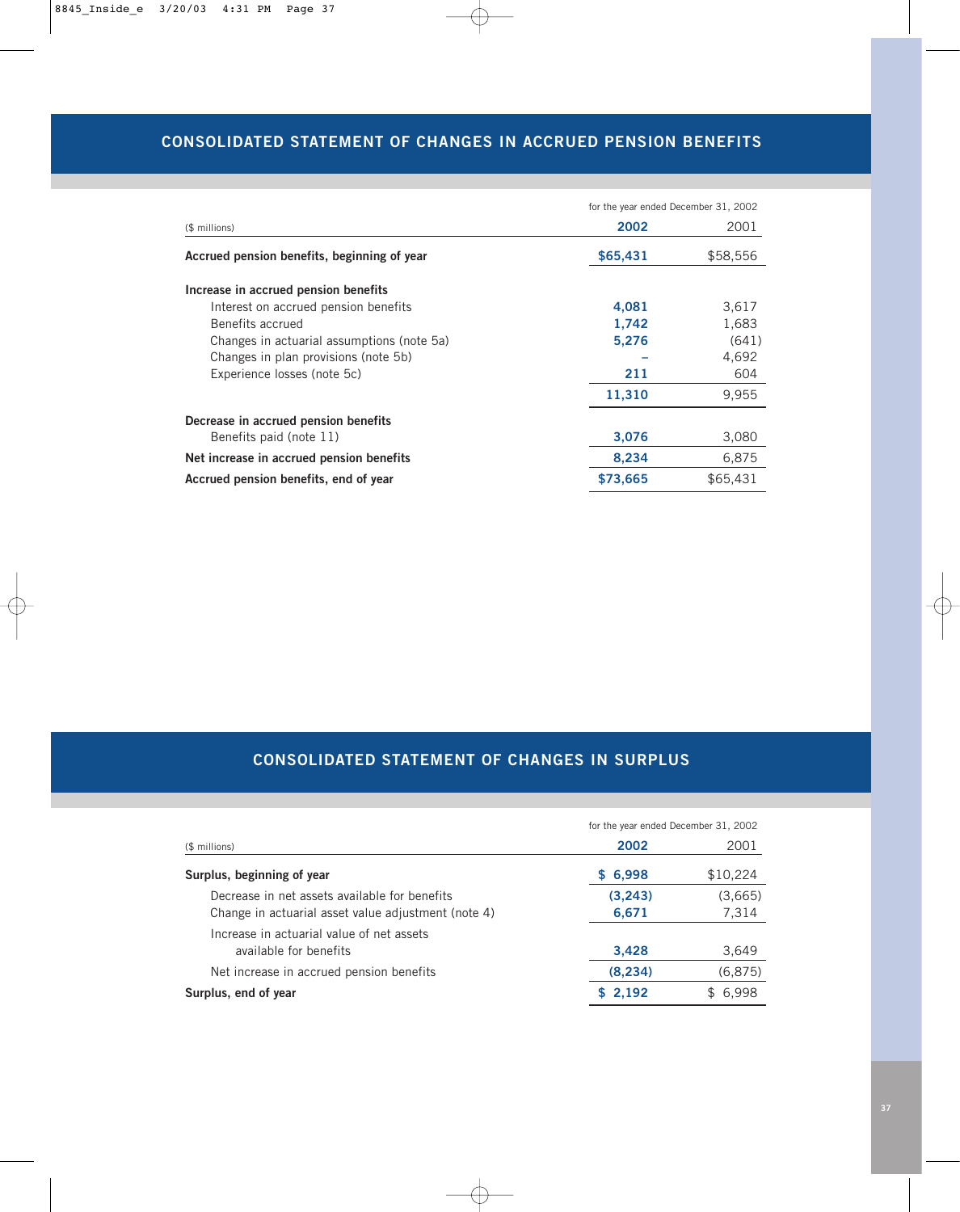## CONSOLIDATED STATEMENT OF CHANGES IN ACCRUED PENSION BENEFITS

| ($ millions) | 2002 | 2001 |
|---|---|---|
| | for the year ended December 31, 2002 | |
| **Accrued pension benefits, beginning of year** | **$65,431** | $58,556 |
| **Increase in accrued pension benefits** | | |
| Interest on accrued pension benefits | **4,081** | 3,617 |
| Benefits accrued | **1,742** | 1,683 |
| Changes in actuarial assumptions (note 5a) | **5,276** | (641) |
| Changes in plan provisions (note 5b) | **–** | 4,692 |
| Experience losses (note 5c) | **211** | 604 |
| | **11,310** | 9,955 |
| **Decrease in accrued pension benefits** | | |
| Benefits paid (note 11) | **3,076** | 3,080 |
| **Net increase in accrued pension benefits** | **8,234** | 6,875 |
| **Accrued pension benefits, end of year** | **$73,665** | $65,431 |

## CONSOLIDATED STATEMENT OF CHANGES IN SURPLUS

| ($ millions) | 2002 | 2001 |
|---|---|---|
| | for the year ended December 31, 2002 | |
| **Surplus, beginning of year** | **$ 6,998** | $10,224 |
| Decrease in net assets available for benefits | **(3,243)** | (3,665) |
| Change in actuarial asset value adjustment (note 4) | **6,671** | 7,314 |
| Increase in actuarial value of net assets available for benefits | **3,428** | 3,649 |
| Net increase in accrued pension benefits | **(8,234)** | (6,875) |
| **Surplus, end of year** | **$ 2,192** | $ 6,998 |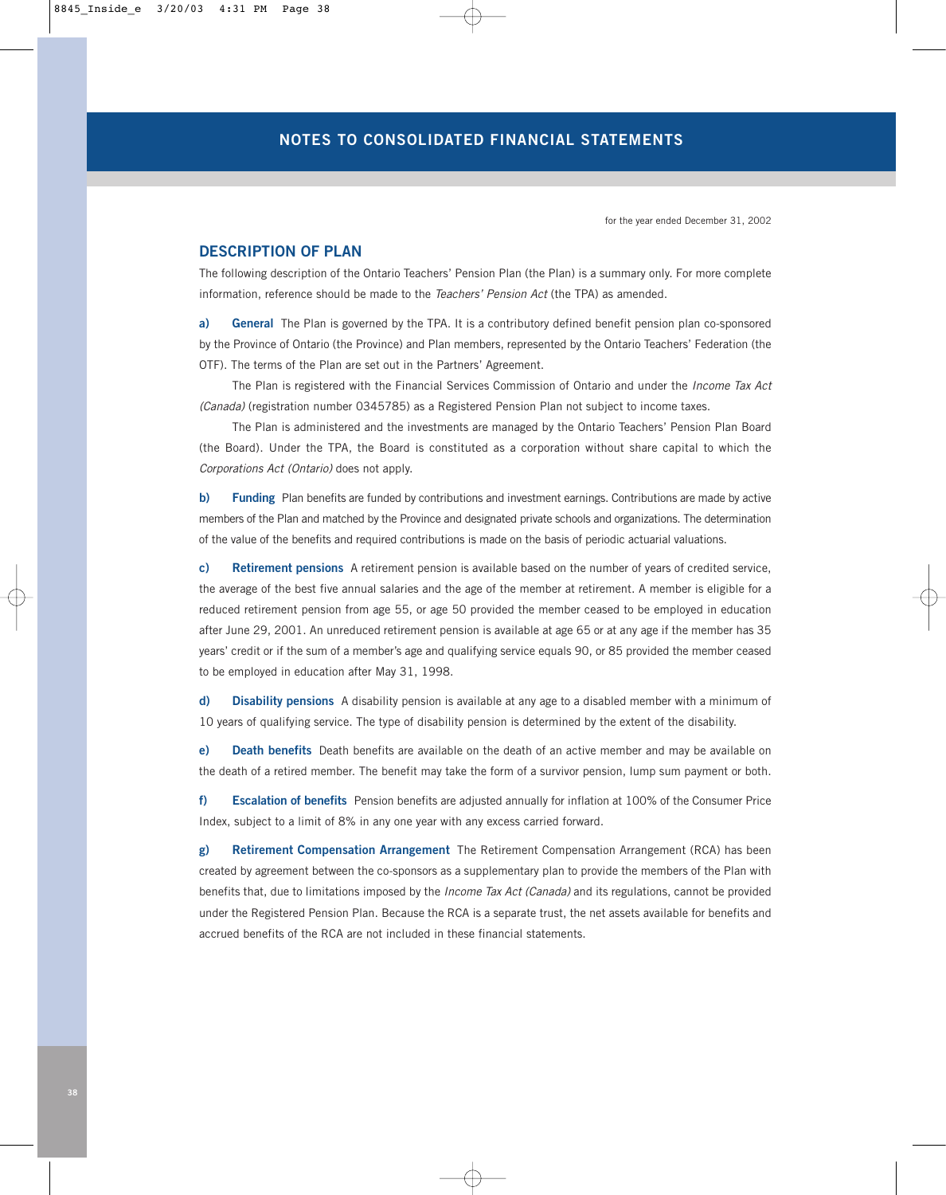# NOTES TO CONSOLIDATED FINANCIAL STATEMENTS

for the year ended December 31, 2002

## DESCRIPTION OF PLAN

The following description of the Ontario Teachers' Pension Plan (the Plan) is a summary only. For more complete information, reference should be made to the *Teachers' Pension Act* (the TPA) as amended.

**a) General** The Plan is governed by the TPA. It is a contributory defined benefit pension plan co-sponsored by the Province of Ontario (the Province) and Plan members, represented by the Ontario Teachers' Federation (the OTF). The terms of the Plan are set out in the Partners' Agreement.

The Plan is registered with the Financial Services Commission of Ontario and under the *Income Tax Act (Canada)* (registration number 0345785) as a Registered Pension Plan not subject to income taxes.

The Plan is administered and the investments are managed by the Ontario Teachers' Pension Plan Board (the Board). Under the TPA, the Board is constituted as a corporation without share capital to which the *Corporations Act (Ontario)* does not apply.

**b) Funding** Plan benefits are funded by contributions and investment earnings. Contributions are made by active members of the Plan and matched by the Province and designated private schools and organizations. The determination of the value of the benefits and required contributions is made on the basis of periodic actuarial valuations.

**c) Retirement pensions** A retirement pension is available based on the number of years of credited service, the average of the best five annual salaries and the age of the member at retirement. A member is eligible for a reduced retirement pension from age 55, or age 50 provided the member ceased to be employed in education after June 29, 2001. An unreduced retirement pension is available at age 65 or at any age if the member has 35 years' credit or if the sum of a member's age and qualifying service equals 90, or 85 provided the member ceased to be employed in education after May 31, 1998.

**d) Disability pensions** A disability pension is available at any age to a disabled member with a minimum of 10 years of qualifying service. The type of disability pension is determined by the extent of the disability.

**e) Death benefits** Death benefits are available on the death of an active member and may be available on the death of a retired member. The benefit may take the form of a survivor pension, lump sum payment or both.

**f) Escalation of benefits** Pension benefits are adjusted annually for inflation at 100% of the Consumer Price Index, subject to a limit of 8% in any one year with any excess carried forward.

**g) Retirement Compensation Arrangement** The Retirement Compensation Arrangement (RCA) has been created by agreement between the co-sponsors as a supplementary plan to provide the members of the Plan with benefits that, due to limitations imposed by the *Income Tax Act (Canada)* and its regulations, cannot be provided under the Registered Pension Plan. Because the RCA is a separate trust, the net assets available for benefits and accrued benefits of the RCA are not included in these financial statements.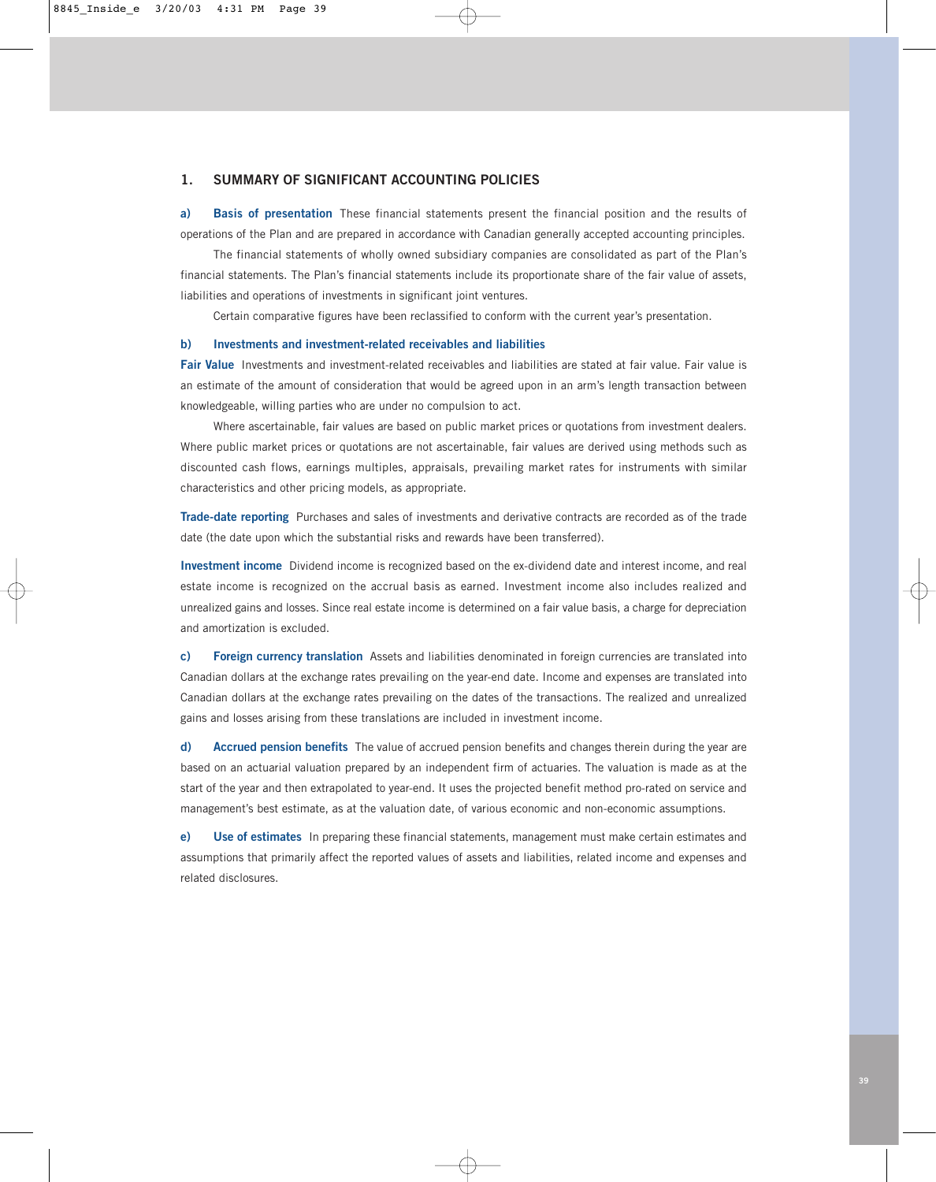## 1. SUMMARY OF SIGNIFICANT ACCOUNTING POLICIES

**a) Basis of presentation** These financial statements present the financial position and the results of operations of the Plan and are prepared in accordance with Canadian generally accepted accounting principles.

The financial statements of wholly owned subsidiary companies are consolidated as part of the Plan's financial statements. The Plan's financial statements include its proportionate share of the fair value of assets, liabilities and operations of investments in significant joint ventures.

Certain comparative figures have been reclassified to conform with the current year's presentation.

**b) Investments and investment-related receivables and liabilities**

**Fair Value** Investments and investment-related receivables and liabilities are stated at fair value. Fair value is an estimate of the amount of consideration that would be agreed upon in an arm's length transaction between knowledgeable, willing parties who are under no compulsion to act.

Where ascertainable, fair values are based on public market prices or quotations from investment dealers. Where public market prices or quotations are not ascertainable, fair values are derived using methods such as discounted cash flows, earnings multiples, appraisals, prevailing market rates for instruments with similar characteristics and other pricing models, as appropriate.

**Trade-date reporting** Purchases and sales of investments and derivative contracts are recorded as of the trade date (the date upon which the substantial risks and rewards have been transferred).

**Investment income** Dividend income is recognized based on the ex-dividend date and interest income, and real estate income is recognized on the accrual basis as earned. Investment income also includes realized and unrealized gains and losses. Since real estate income is determined on a fair value basis, a charge for depreciation and amortization is excluded.

**c) Foreign currency translation** Assets and liabilities denominated in foreign currencies are translated into Canadian dollars at the exchange rates prevailing on the year-end date. Income and expenses are translated into Canadian dollars at the exchange rates prevailing on the dates of the transactions. The realized and unrealized gains and losses arising from these translations are included in investment income.

**d) Accrued pension benefits** The value of accrued pension benefits and changes therein during the year are based on an actuarial valuation prepared by an independent firm of actuaries. The valuation is made as at the start of the year and then extrapolated to year-end. It uses the projected benefit method pro-rated on service and management's best estimate, as at the valuation date, of various economic and non-economic assumptions.

**e) Use of estimates** In preparing these financial statements, management must make certain estimates and assumptions that primarily affect the reported values of assets and liabilities, related income and expenses and related disclosures.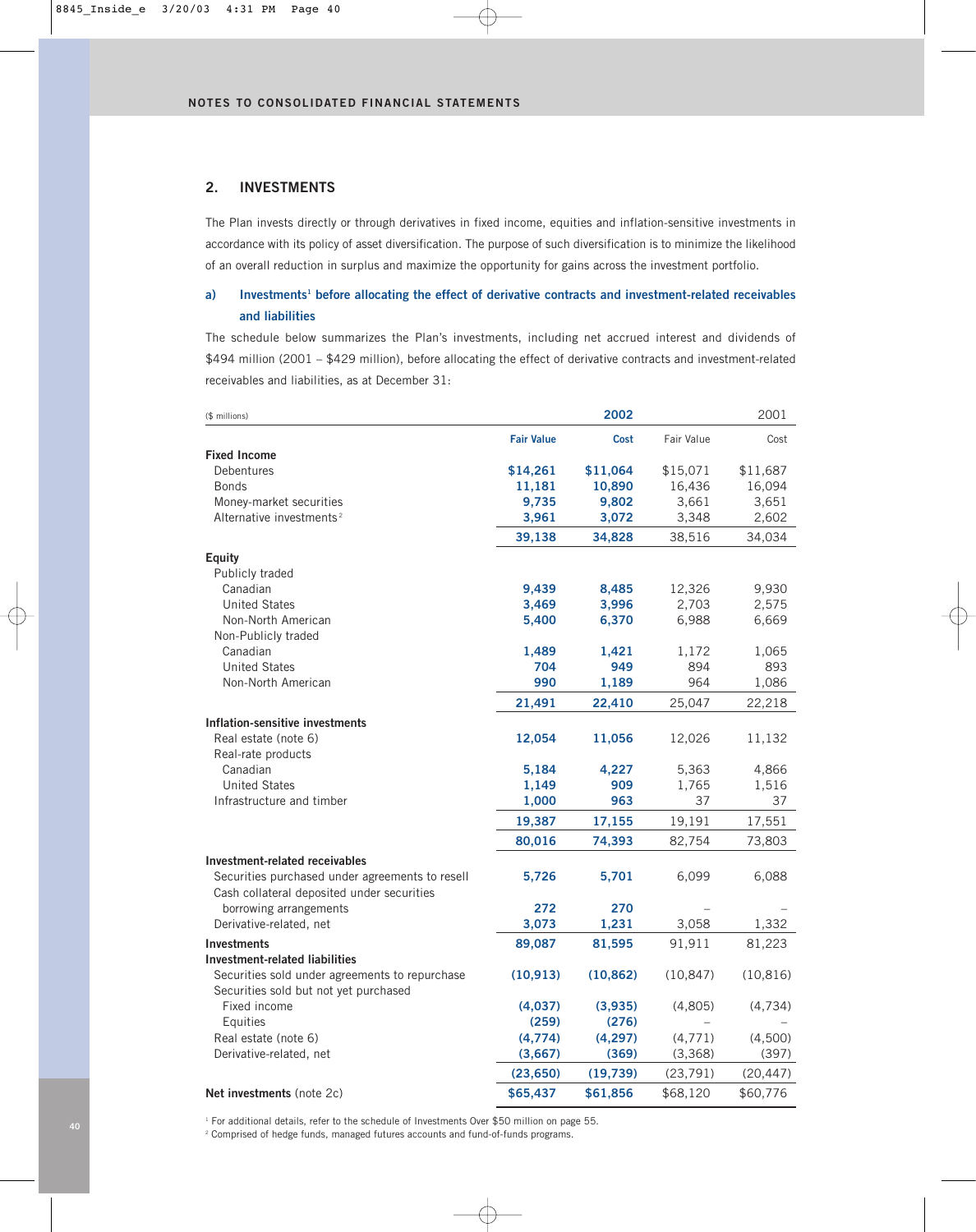NOTES TO CONSOLIDATED FINANCIAL STATEMENTS

## 2. INVESTMENTS

The Plan invests directly or through derivatives in fixed income, equities and inflation-sensitive investments in accordance with its policy of asset diversification. The purpose of such diversification is to minimize the likelihood of an overall reduction in surplus and maximize the opportunity for gains across the investment portfolio.

### a) Investments[1] before allocating the effect of derivative contracts and investment-related receivables and liabilities

The schedule below summarizes the Plan's investments, including net accrued interest and dividends of $494 million (2001 – $429 million), before allocating the effect of derivative contracts and investment-related receivables and liabilities, as at December 31:

| ($ millions) | 2002 | | 2001 | |
|---|---|---|---|---|
| | **Fair Value** | **Cost** | Fair Value | Cost |
| **Fixed Income** | | | | |
| Debentures | **$14,261** | **$11,064** | $15,071 | $11,687 |
| Bonds | **11,181** | **10,890** | 16,436 | 16,094 |
| Money-market securities | **9,735** | **9,802** | 3,661 | 3,651 |
| Alternative investments[2] | **3,961** | **3,072** | 3,348 | 2,602 |
| | **39,138** | **34,828** | 38,516 | 34,034 |
| **Equity** | | | | |
| Publicly traded | | | | |
| Canadian | **9,439** | **8,485** | 12,326 | 9,930 |
| United States | **3,469** | **3,996** | 2,703 | 2,575 |
| Non-North American | **5,400** | **6,370** | 6,988 | 6,669 |
| Non-Publicly traded | | | | |
| Canadian | **1,489** | **1,421** | 1,172 | 1,065 |
| United States | **704** | **949** | 894 | 893 |
| Non-North American | **990** | **1,189** | 964 | 1,086 |
| | **21,491** | **22,410** | 25,047 | 22,218 |
| **Inflation-sensitive investments** | | | | |
| Real estate (note 6) | **12,054** | **11,056** | 12,026 | 11,132 |
| Real-rate products | | | | |
| Canadian | **5,184** | **4,227** | 5,363 | 4,866 |
| United States | **1,149** | **909** | 1,765 | 1,516 |
| Infrastructure and timber | **1,000** | **963** | 37 | 37 |
| | **19,387** | **17,155** | 19,191 | 17,551 |
| | **80,016** | **74,393** | 82,754 | 73,803 |
| **Investment-related receivables** | | | | |
| Securities purchased under agreements to resell | **5,726** | **5,701** | 6,099 | 6,088 |
| Cash collateral deposited under securities borrowing arrangements | **272** | **270** | – | – |
| Derivative-related, net | **3,073** | **1,231** | 3,058 | 1,332 |
| **Investments** | **89,087** | **81,595** | 91,911 | 81,223 |
| **Investment-related liabilities** | | | | |
| Securities sold under agreements to repurchase | **(10,913)** | **(10,862)** | (10,847) | (10,816) |
| Securities sold but not yet purchased | | | | |
| Fixed income | **(4,037)** | **(3,935)** | (4,805) | (4,734) |
| Equities | **(259)** | **(276)** | – | – |
| Real estate (note 6) | **(4,774)** | **(4,297)** | (4,771) | (4,500) |
| Derivative-related, net | **(3,667)** | **(369)** | (3,368) | (397) |
| | **(23,650)** | **(19,739)** | (23,791) | (20,447) |
| **Net investments** (note 2c) | **$65,437** | **$61,856** | $68,120 | $60,776 |

[1] For additional details, refer to the schedule of Investments Over $50 million on page 55.
[2] Comprised of hedge funds, managed futures accounts and fund-of-funds programs.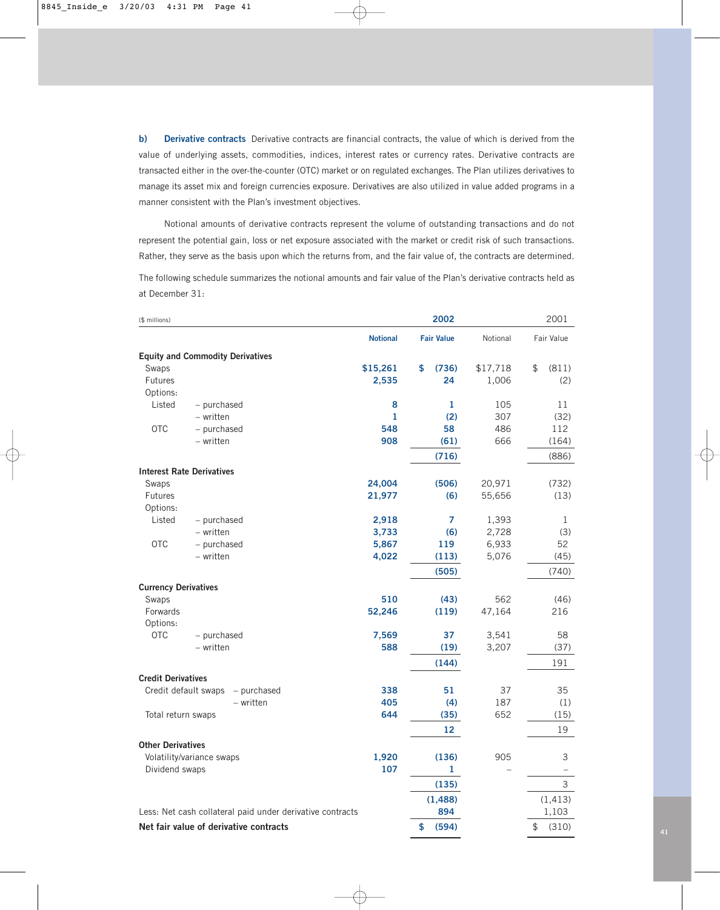**b) Derivative contracts** Derivative contracts are financial contracts, the value of which is derived from the value of underlying assets, commodities, indices, interest rates or currency rates. Derivative contracts are transacted either in the over-the-counter (OTC) market or on regulated exchanges. The Plan utilizes derivatives to manage its asset mix and foreign currencies exposure. Derivatives are also utilized in value added programs in a manner consistent with the Plan's investment objectives.

Notional amounts of derivative contracts represent the volume of outstanding transactions and do not represent the potential gain, loss or net exposure associated with the market or credit risk of such transactions. Rather, they serve as the basis upon which the returns from, and the fair value of, the contracts are determined.

The following schedule summarizes the notional amounts and fair value of the Plan's derivative contracts held as at December 31:

| ($ millions) | | 2002 | | 2001 | |
|---|---|---|---|---|---|
| | | **Notional** | **Fair Value** | Notional | Fair Value |
| **Equity and Commodity Derivatives** | | | | | |
| Swaps | | **$15,261** | **$ (736)** | $17,718 | $ (811) |
| Futures | | **2,535** | **24** | 1,006 | (2) |
| Options: | | | | | |
| Listed | – purchased | **8** | **1** | 105 | 11 |
| | – written | **1** | **(2)** | 307 | (32) |
| OTC | – purchased | **548** | **58** | 486 | 112 |
| | – written | **908** | **(61)** | 666 | (164) |
| | | | **(716)** | | (886) |
| **Interest Rate Derivatives** | | | | | |
| Swaps | | **24,004** | **(506)** | 20,971 | (732) |
| Futures | | **21,977** | **(6)** | 55,656 | (13) |
| Options: | | | | | |
| Listed | – purchased | **2,918** | **7** | 1,393 | 1 |
| | – written | **3,733** | **(6)** | 2,728 | (3) |
| OTC | – purchased | **5,867** | **119** | 6,933 | 52 |
| | – written | **4,022** | **(113)** | 5,076 | (45) |
| | | | **(505)** | | (740) |
| **Currency Derivatives** | | | | | |
| Swaps | | **510** | **(43)** | 562 | (46) |
| Forwards | | **52,246** | **(119)** | 47,164 | 216 |
| Options: | | | | | |
| OTC | – purchased | **7,569** | **37** | 3,541 | 58 |
| | – written | **588** | **(19)** | 3,207 | (37) |
| | | | **(144)** | | 191 |
| **Credit Derivatives** | | | | | |
| Credit default swaps | – purchased | **338** | **51** | 37 | 35 |
| | – written | **405** | **(4)** | 187 | (1) |
| Total return swaps | | **644** | **(35)** | 652 | (15) |
| | | | **12** | | 19 |
| **Other Derivatives** | | | | | |
| Volatility/variance swaps | | **1,920** | **(136)** | 905 | 3 |
| Dividend swaps | | **107** | **1** | – | – |
| | | | **(135)** | | 3 |
| | | | **(1,488)** | | (1,413) |
| Less: Net cash collateral paid under derivative contracts | | | **894** | | 1,103 |
| **Net fair value of derivative contracts** | | | **$ (594)** | | $ (310) |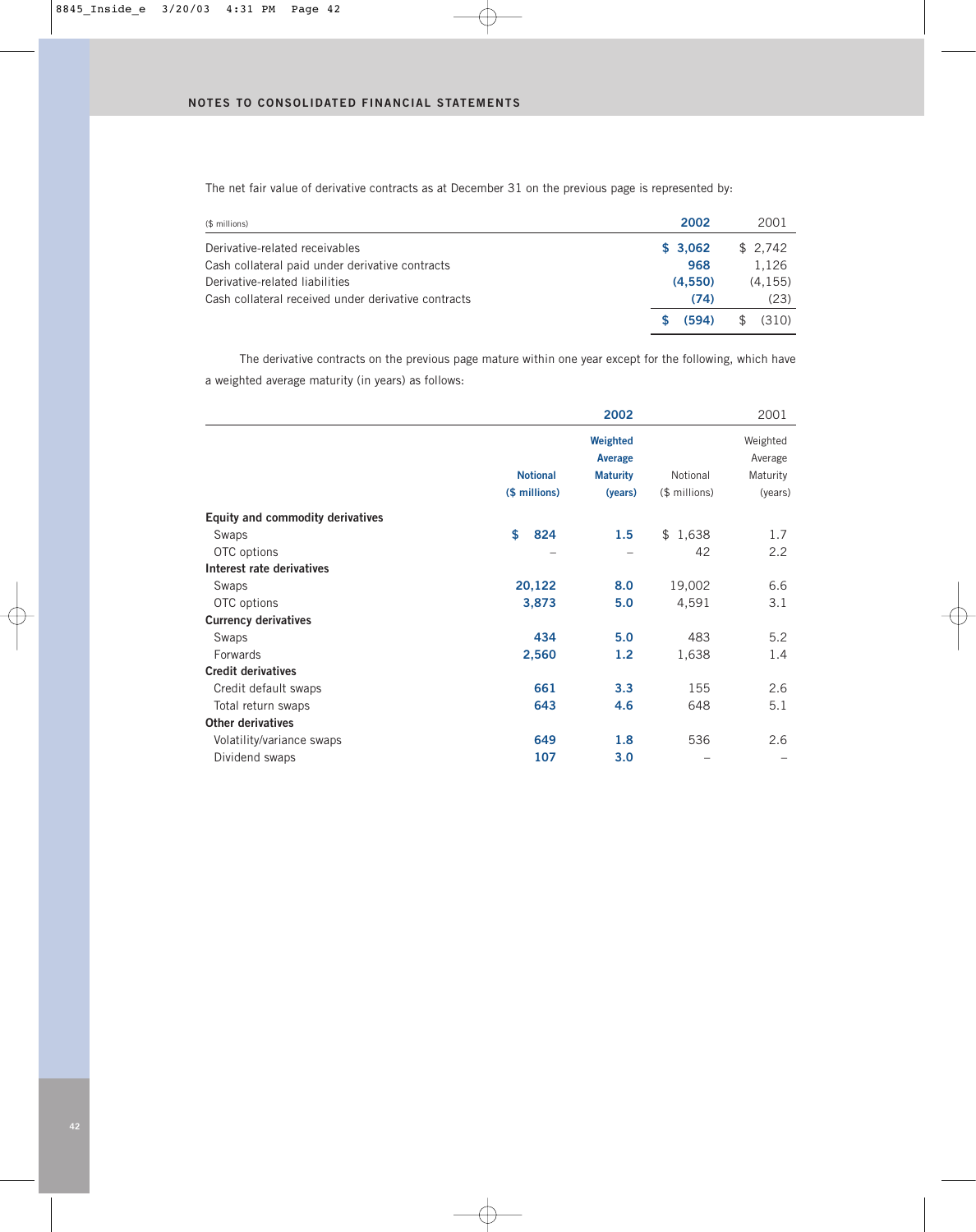## NOTES TO CONSOLIDATED FINANCIAL STATEMENTS

The net fair value of derivative contracts as at December 31 on the previous page is represented by:

| ($ millions) | 2002 | 2001 |
|---|---|---|
| Derivative-related receivables | $ 3,062 | $ 2,742 |
| Cash collateral paid under derivative contracts | 968 | 1,126 |
| Derivative-related liabilities | (4,550) | (4,155) |
| Cash collateral received under derivative contracts | (74) | (23) |
| | $ (594) | $ (310) |

The derivative contracts on the previous page mature within one year except for the following, which have a weighted average maturity (in years) as follows:

| | 2002 | | 2001 | |
|---|---|---|---|---|
| | Notional ($ millions) | Weighted Average Maturity (years) | Notional ($ millions) | Weighted Average Maturity (years) |
| **Equity and commodity derivatives** | | | | |
| Swaps | $ 824 | 1.5 | $ 1,638 | 1.7 |
| OTC options | – | – | 42 | 2.2 |
| **Interest rate derivatives** | | | | |
| Swaps | 20,122 | 8.0 | 19,002 | 6.6 |
| OTC options | 3,873 | 5.0 | 4,591 | 3.1 |
| **Currency derivatives** | | | | |
| Swaps | 434 | 5.0 | 483 | 5.2 |
| Forwards | 2,560 | 1.2 | 1,638 | 1.4 |
| **Credit derivatives** | | | | |
| Credit default swaps | 661 | 3.3 | 155 | 2.6 |
| Total return swaps | 643 | 4.6 | 648 | 5.1 |
| **Other derivatives** | | | | |
| Volatility/variance swaps | 649 | 1.8 | 536 | 2.6 |
| Dividend swaps | 107 | 3.0 | – | – |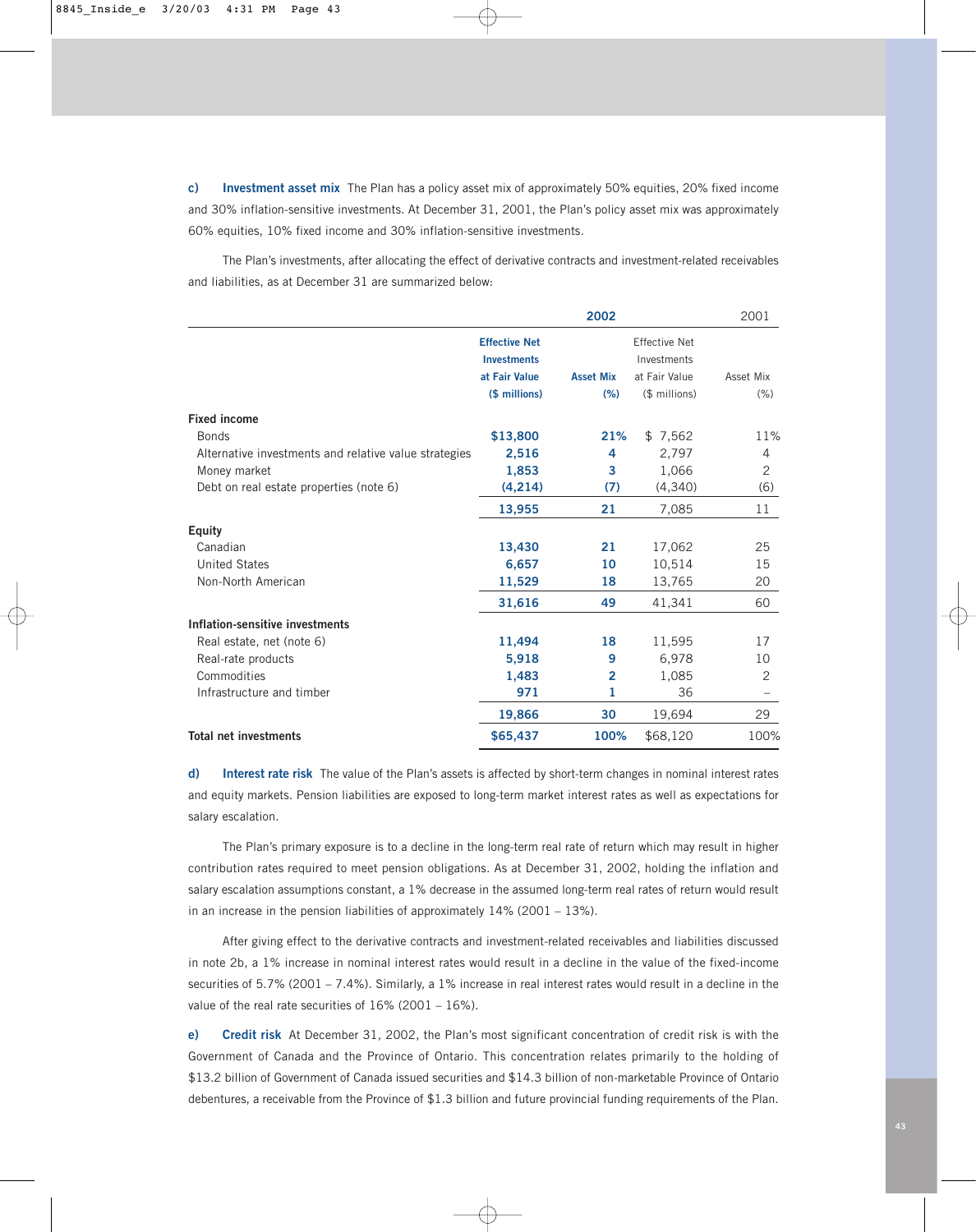**c) Investment asset mix** The Plan has a policy asset mix of approximately 50% equities, 20% fixed income and 30% inflation-sensitive investments. At December 31, 2001, the Plan's policy asset mix was approximately 60% equities, 10% fixed income and 30% inflation-sensitive investments.

The Plan's investments, after allocating the effect of derivative contracts and investment-related receivables and liabilities, as at December 31 are summarized below:

| | 2002 | | 2001 | |
|---|---|---|---|---|
| | Effective Net Investments at Fair Value ($ millions) | Asset Mix (%) | Effective Net Investments at Fair Value ($ millions) | Asset Mix (%) |
| **Fixed income** | | | | |
| Bonds | $13,800 | 21% | $ 7,562 | 11% |
| Alternative investments and relative value strategies | 2,516 | 4 | 2,797 | 4 |
| Money market | 1,853 | 3 | 1,066 | 2 |
| Debt on real estate properties (note 6) | (4,214) | (7) | (4,340) | (6) |
| | 13,955 | 21 | 7,085 | 11 |
| **Equity** | | | | |
| Canadian | 13,430 | 21 | 17,062 | 25 |
| United States | 6,657 | 10 | 10,514 | 15 |
| Non-North American | 11,529 | 18 | 13,765 | 20 |
| | 31,616 | 49 | 41,341 | 60 |
| **Inflation-sensitive investments** | | | | |
| Real estate, net (note 6) | 11,494 | 18 | 11,595 | 17 |
| Real-rate products | 5,918 | 9 | 6,978 | 10 |
| Commodities | 1,483 | 2 | 1,085 | 2 |
| Infrastructure and timber | 971 | 1 | 36 | – |
| | 19,866 | 30 | 19,694 | 29 |
| **Total net investments** | $65,437 | 100% | $68,120 | 100% |

**d) Interest rate risk** The value of the Plan's assets is affected by short-term changes in nominal interest rates and equity markets. Pension liabilities are exposed to long-term market interest rates as well as expectations for salary escalation.

The Plan's primary exposure is to a decline in the long-term real rate of return which may result in higher contribution rates required to meet pension obligations. As at December 31, 2002, holding the inflation and salary escalation assumptions constant, a 1% decrease in the assumed long-term real rates of return would result in an increase in the pension liabilities of approximately 14% (2001 – 13%).

After giving effect to the derivative contracts and investment-related receivables and liabilities discussed in note 2b, a 1% increase in nominal interest rates would result in a decline in the value of the fixed-income securities of 5.7% (2001 – 7.4%). Similarly, a 1% increase in real interest rates would result in a decline in the value of the real rate securities of 16% (2001 – 16%).

**e) Credit risk** At December 31, 2002, the Plan's most significant concentration of credit risk is with the Government of Canada and the Province of Ontario. This concentration relates primarily to the holding of $13.2 billion of Government of Canada issued securities and $14.3 billion of non-marketable Province of Ontario debentures, a receivable from the Province of $1.3 billion and future provincial funding requirements of the Plan.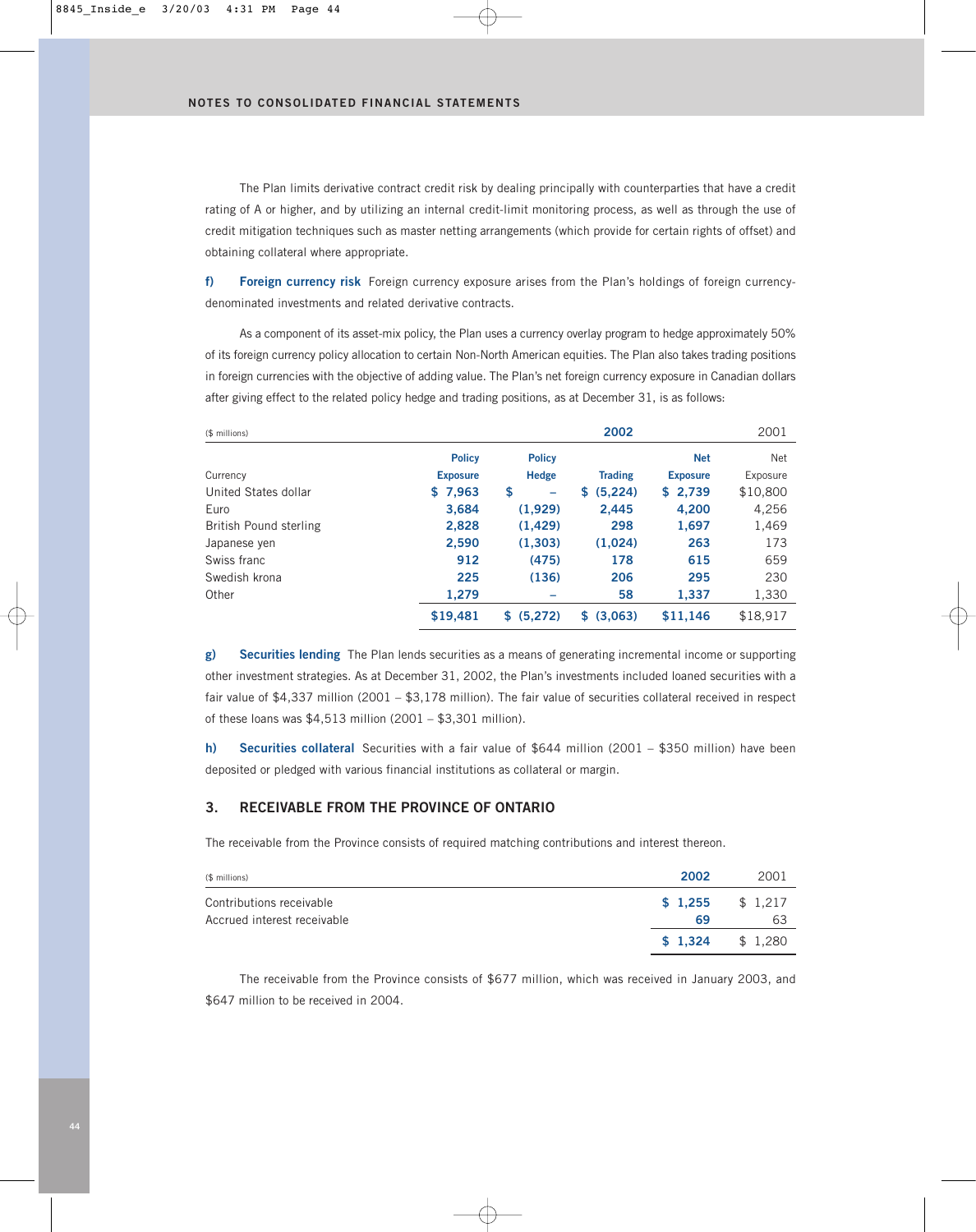The Plan limits derivative contract credit risk by dealing principally with counterparties that have a credit rating of A or higher, and by utilizing an internal credit-limit monitoring process, as well as through the use of credit mitigation techniques such as master netting arrangements (which provide for certain rights of offset) and obtaining collateral where appropriate.

**f) Foreign currency risk** Foreign currency exposure arises from the Plan's holdings of foreign currency-denominated investments and related derivative contracts.

As a component of its asset-mix policy, the Plan uses a currency overlay program to hedge approximately 50% of its foreign currency policy allocation to certain Non-North American equities. The Plan also takes trading positions in foreign currencies with the objective of adding value. The Plan's net foreign currency exposure in Canadian dollars after giving effect to the related policy hedge and trading positions, as at December 31, is as follows:

| ($ millions) | | 2002 | | | 2001 |
|---|---|---|---|---|---|
| Currency | Policy Exposure | Policy Hedge | Trading | Net Exposure | Net Exposure |
| United States dollar | $ 7,963 | $ – | $ (5,224) | $ 2,739 | $10,800 |
| Euro | 3,684 | (1,929) | 2,445 | 4,200 | 4,256 |
| British Pound sterling | 2,828 | (1,429) | 298 | 1,697 | 1,469 |
| Japanese yen | 2,590 | (1,303) | (1,024) | 263 | 173 |
| Swiss franc | 912 | (475) | 178 | 615 | 659 |
| Swedish krona | 225 | (136) | 206 | 295 | 230 |
| Other | 1,279 | – | 58 | 1,337 | 1,330 |
| | $19,481 | $ (5,272) | $ (3,063) | $11,146 | $18,917 |

**g) Securities lending** The Plan lends securities as a means of generating incremental income or supporting other investment strategies. As at December 31, 2002, the Plan's investments included loaned securities with a fair value of $4,337 million (2001 – $3,178 million). The fair value of securities collateral received in respect of these loans was $4,513 million (2001 – $3,301 million).

**h) Securities collateral** Securities with a fair value of $644 million (2001 – $350 million) have been deposited or pledged with various financial institutions as collateral or margin.

## 3. RECEIVABLE FROM THE PROVINCE OF ONTARIO

The receivable from the Province consists of required matching contributions and interest thereon.

| ($ millions) | 2002 | 2001 |
|---|---|---|
| Contributions receivable | $ 1,255 | $ 1,217 |
| Accrued interest receivable | 69 | 63 |
| | $ 1,324 | $ 1,280 |

The receivable from the Province consists of $677 million, which was received in January 2003, and $647 million to be received in 2004.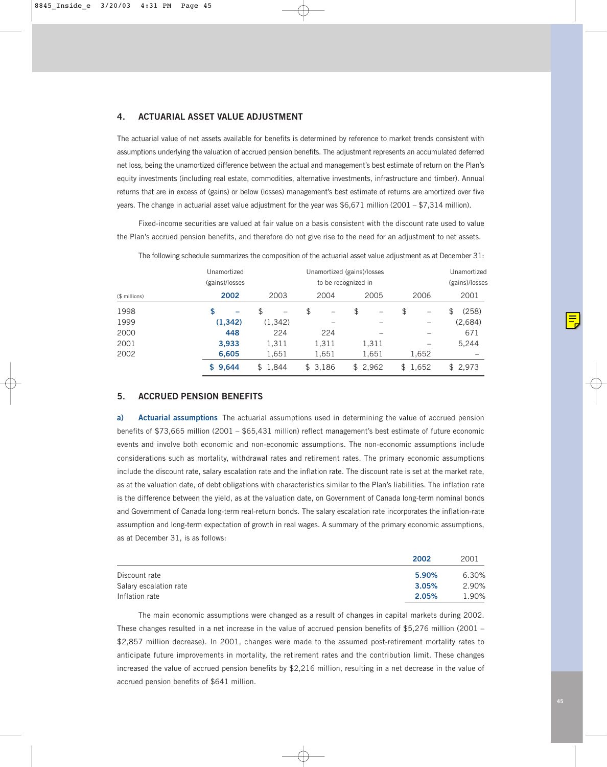## 4. ACTUARIAL ASSET VALUE ADJUSTMENT

The actuarial value of net assets available for benefits is determined by reference to market trends consistent with assumptions underlying the valuation of accrued pension benefits. The adjustment represents an accumulated deferred net loss, being the unamortized difference between the actual and management's best estimate of return on the Plan's equity investments (including real estate, commodities, alternative investments, infrastructure and timber). Annual returns that are in excess of (gains) or below (losses) management's best estimate of returns are amortized over five years. The change in actuarial asset value adjustment for the year was $6,671 million (2001 – $7,314 million).

Fixed-income securities are valued at fair value on a basis consistent with the discount rate used to value the Plan's accrued pension benefits, and therefore do not give rise to the need for an adjustment to net assets.

The following schedule summarizes the composition of the actuarial asset value adjustment as at December 31:

| ($ millions) | Unamortized (gains)/losses 2002 | Unamortized (gains)/losses to be recognized in 2003 | 2004 | 2005 | 2006 | Unamortized (gains)/losses 2001 |
|---|---|---|---|---|---|---|
| 1998 | **$ –** | $ – | $ – | $ – | $ – | $ (258) |
| 1999 | **(1,342)** | (1,342) | – | – | – | (2,684) |
| 2000 | **448** | 224 | 224 | – | – | 671 |
| 2001 | **3,933** | 1,311 | 1,311 | 1,311 | – | 5,244 |
| 2002 | **6,605** | 1,651 | 1,651 | 1,651 | 1,652 | – |
| | **$ 9,644** | $ 1,844 | $ 3,186 | $ 2,962 | $ 1,652 | $ 2,973 |

## 5. ACCRUED PENSION BENEFITS

**a) Actuarial assumptions** The actuarial assumptions used in determining the value of accrued pension benefits of $73,665 million (2001 – $65,431 million) reflect management's best estimate of future economic events and involve both economic and non-economic assumptions. The non-economic assumptions include considerations such as mortality, withdrawal rates and retirement rates. The primary economic assumptions include the discount rate, salary escalation rate and the inflation rate. The discount rate is set at the market rate, as at the valuation date, of debt obligations with characteristics similar to the Plan's liabilities. The inflation rate is the difference between the yield, as at the valuation date, on Government of Canada long-term nominal bonds and Government of Canada long-term real-return bonds. The salary escalation rate incorporates the inflation-rate assumption and long-term expectation of growth in real wages. A summary of the primary economic assumptions, as at December 31, is as follows:

| | 2002 | 2001 |
|---|---|---|
| Discount rate | **5.90%** | 6.30% |
| Salary escalation rate | **3.05%** | 2.90% |
| Inflation rate | **2.05%** | 1.90% |

The main economic assumptions were changed as a result of changes in capital markets during 2002. These changes resulted in a net increase in the value of accrued pension benefits of $5,276 million (2001 – $2,857 million decrease). In 2001, changes were made to the assumed post-retirement mortality rates to anticipate future improvements in mortality, the retirement rates and the contribution limit. These changes increased the value of accrued pension benefits by $2,216 million, resulting in a net decrease in the value of accrued pension benefits of $641 million.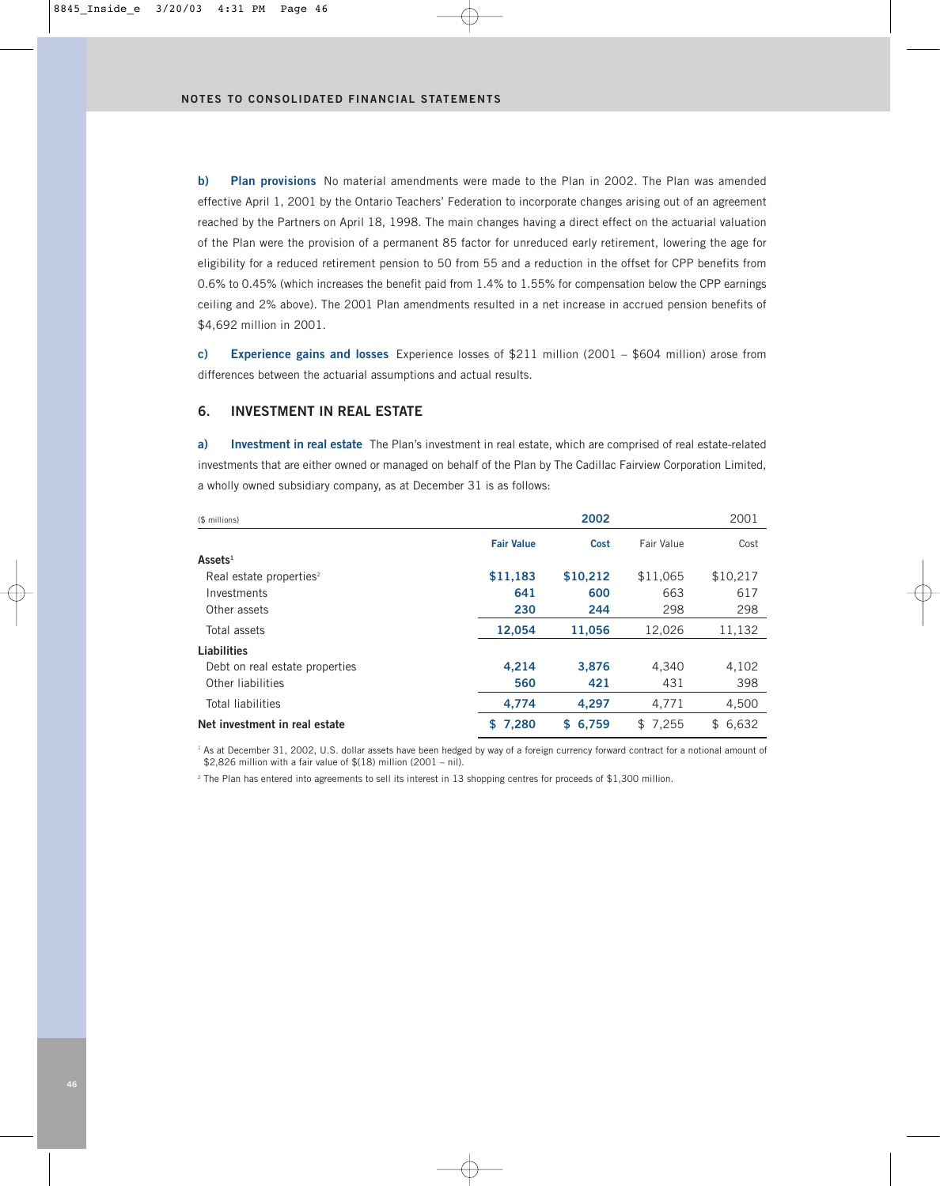**b) Plan provisions** No material amendments were made to the Plan in 2002. The Plan was amended effective April 1, 2001 by the Ontario Teachers' Federation to incorporate changes arising out of an agreement reached by the Partners on April 18, 1998. The main changes having a direct effect on the actuarial valuation of the Plan were the provision of a permanent 85 factor for unreduced early retirement, lowering the age for eligibility for a reduced retirement pension to 50 from 55 and a reduction in the offset for CPP benefits from 0.6% to 0.45% (which increases the benefit paid from 1.4% to 1.55% for compensation below the CPP earnings ceiling and 2% above). The 2001 Plan amendments resulted in a net increase in accrued pension benefits of $4,692 million in 2001.

**c) Experience gains and losses** Experience losses of $211 million (2001 – $604 million) arose from differences between the actuarial assumptions and actual results.

## 6. INVESTMENT IN REAL ESTATE

**a) Investment in real estate** The Plan's investment in real estate, which are comprised of real estate-related investments that are either owned or managed on behalf of the Plan by The Cadillac Fairview Corporation Limited, a wholly owned subsidiary company, as at December 31 is as follows:

| ($ millions) | 2002 | | 2001 | |
|---|---|---|---|---|
| | **Fair Value** | **Cost** | Fair Value | Cost |
| **Assets**[1] | | | | |
| Real estate properties[2] | **$11,183** | **$10,212** | $11,065 | $10,217 |
| Investments | **641** | **600** | 663 | 617 |
| Other assets | **230** | **244** | 298 | 298 |
| Total assets | **12,054** | **11,056** | 12,026 | 11,132 |
| **Liabilities** | | | | |
| Debt on real estate properties | **4,214** | **3,876** | 4,340 | 4,102 |
| Other liabilities | **560** | **421** | 431 | 398 |
| Total liabilities | **4,774** | **4,297** | 4,771 | 4,500 |
| **Net investment in real estate** | **$ 7,280** | **$ 6,759** | $ 7,255 | $ 6,632 |

[1] As at December 31, 2002, U.S. dollar assets have been hedged by way of a foreign currency forward contract for a notional amount of $2,826 million with a fair value of $(18) million (2001 – nil).

[2] The Plan has entered into agreements to sell its interest in 13 shopping centres for proceeds of $1,300 million.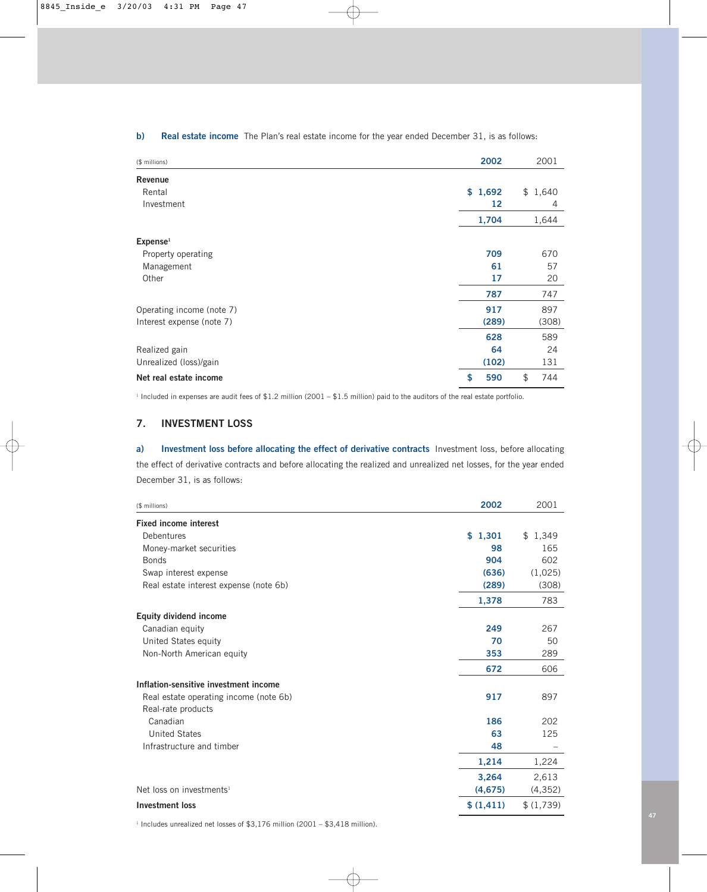**b) Real estate income** The Plan's real estate income for the year ended December 31, is as follows:

| ($ millions) | 2002 | 2001 |
|---|---|---|
| **Revenue** | | |
| Rental | $ 1,692 | $ 1,640 |
| Investment | 12 | 4 |
| | 1,704 | 1,644 |
| **Expense**[1] | | |
| Property operating | 709 | 670 |
| Management | 61 | 57 |
| Other | 17 | 20 |
| | 787 | 747 |
| Operating income (note 7) | 917 | 897 |
| Interest expense (note 7) | (289) | (308) |
| | 628 | 589 |
| Realized gain | 64 | 24 |
| Unrealized (loss)/gain | (102) | 131 |
| **Net real estate income** | $ 590 | $ 744 |

[1] Included in expenses are audit fees of $1.2 million (2001 – $1.5 million) paid to the auditors of the real estate portfolio.

## 7. INVESTMENT LOSS

**a) Investment loss before allocating the effect of derivative contracts** Investment loss, before allocating the effect of derivative contracts and before allocating the realized and unrealized net losses, for the year ended December 31, is as follows:

| ($ millions) | 2002 | 2001 |
|---|---|---|
| **Fixed income interest** | | |
| Debentures | $ 1,301 | $ 1,349 |
| Money-market securities | 98 | 165 |
| Bonds | 904 | 602 |
| Swap interest expense | (636) | (1,025) |
| Real estate interest expense (note 6b) | (289) | (308) |
| | 1,378 | 783 |
| **Equity dividend income** | | |
| Canadian equity | 249 | 267 |
| United States equity | 70 | 50 |
| Non-North American equity | 353 | 289 |
| | 672 | 606 |
| **Inflation-sensitive investment income** | | |
| Real estate operating income (note 6b) | 917 | 897 |
| Real-rate products | | |
| Canadian | 186 | 202 |
| United States | 63 | 125 |
| Infrastructure and timber | 48 | – |
| | 1,214 | 1,224 |
| | 3,264 | 2,613 |
| Net loss on investments[1] | (4,675) | (4,352) |
| **Investment loss** | $ (1,411) | $ (1,739) |

[1] Includes unrealized net losses of $3,176 million (2001 – $3,418 million).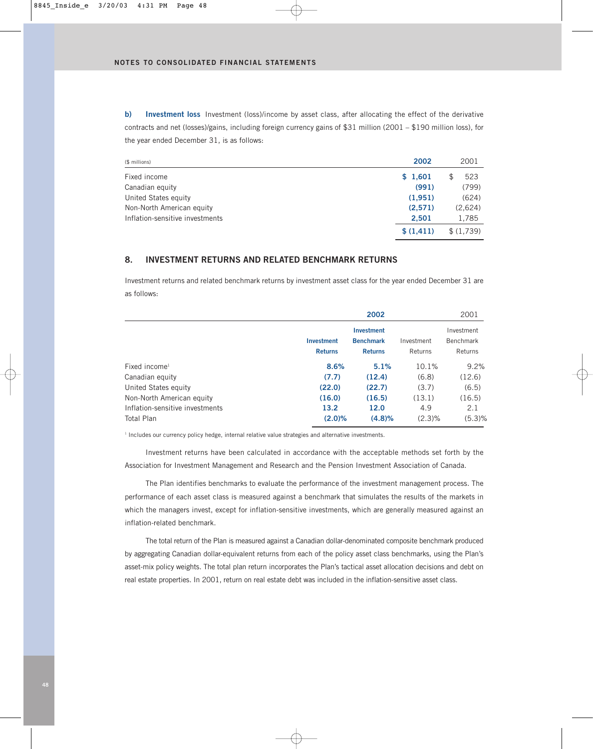**b) Investment loss** Investment (loss)/income by asset class, after allocating the effect of the derivative contracts and net (losses)/gains, including foreign currency gains of $31 million (2001 – $190 million loss), for the year ended December 31, is as follows:

| ($ millions) | 2002 | 2001 |
|---|---|---|
| Fixed income | $ 1,601 | $ 523 |
| Canadian equity | (991) | (799) |
| United States equity | (1,951) | (624) |
| Non-North American equity | (2,571) | (2,624) |
| Inflation-sensitive investments | 2,501 | 1,785 |
| | $ (1,411) | $ (1,739) |

## 8. INVESTMENT RETURNS AND RELATED BENCHMARK RETURNS

Investment returns and related benchmark returns by investment asset class for the year ended December 31 are as follows:

| | 2002 | | 2001 | |
|---|---|---|---|---|
| | Investment Returns | Investment Benchmark Returns | Investment Returns | Investment Benchmark Returns |
| Fixed income[1] | 8.6% | 5.1% | 10.1% | 9.2% |
| Canadian equity | (7.7) | (12.4) | (6.8) | (12.6) |
| United States equity | (22.0) | (22.7) | (3.7) | (6.5) |
| Non-North American equity | (16.0) | (16.5) | (13.1) | (16.5) |
| Inflation-sensitive investments | 13.2 | 12.0 | 4.9 | 2.1 |
| Total Plan | (2.0)% | (4.8)% | (2.3)% | (5.3)% |

[1] Includes our currency policy hedge, internal relative value strategies and alternative investments.

Investment returns have been calculated in accordance with the acceptable methods set forth by the Association for Investment Management and Research and the Pension Investment Association of Canada.

The Plan identifies benchmarks to evaluate the performance of the investment management process. The performance of each asset class is measured against a benchmark that simulates the results of the markets in which the managers invest, except for inflation-sensitive investments, which are generally measured against an inflation-related benchmark.

The total return of the Plan is measured against a Canadian dollar-denominated composite benchmark produced by aggregating Canadian dollar-equivalent returns from each of the policy asset class benchmarks, using the Plan's asset-mix policy weights. The total plan return incorporates the Plan's tactical asset allocation decisions and debt on real estate properties. In 2001, return on real estate debt was included in the inflation-sensitive asset class.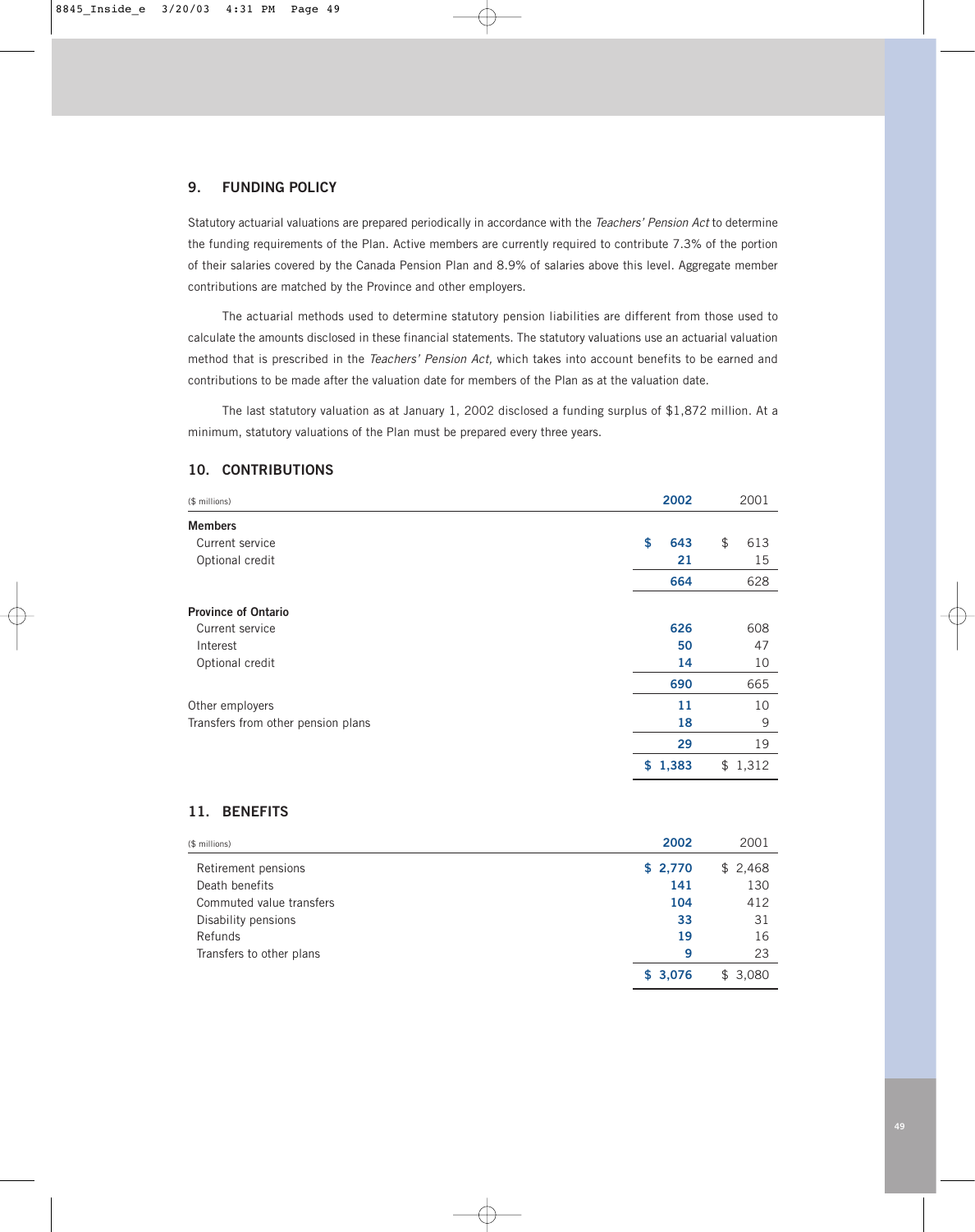## 9. FUNDING POLICY

Statutory actuarial valuations are prepared periodically in accordance with the *Teachers' Pension Act* to determine the funding requirements of the Plan. Active members are currently required to contribute 7.3% of the portion of their salaries covered by the Canada Pension Plan and 8.9% of salaries above this level. Aggregate member contributions are matched by the Province and other employers.

The actuarial methods used to determine statutory pension liabilities are different from those used to calculate the amounts disclosed in these financial statements. The statutory valuations use an actuarial valuation method that is prescribed in the *Teachers' Pension Act,* which takes into account benefits to be earned and contributions to be made after the valuation date for members of the Plan as at the valuation date.

The last statutory valuation as at January 1, 2002 disclosed a funding surplus of $1,872 million. At a minimum, statutory valuations of the Plan must be prepared every three years.

## 10. CONTRIBUTIONS

| ($ millions) | **2002** | 2001 |
|---|---|---|
| **Members** | | |
| Current service | **$ 643** | $ 613 |
| Optional credit | **21** | 15 |
| | **664** | 628 |
| **Province of Ontario** | | |
| Current service | **626** | 608 |
| Interest | **50** | 47 |
| Optional credit | **14** | 10 |
| | **690** | 665 |
| Other employers | **11** | 10 |
| Transfers from other pension plans | **18** | 9 |
| | **29** | 19 |
| | **$ 1,383** | $ 1,312 |

## 11. BENEFITS

| ($ millions) | **2002** | 2001 |
|---|---|---|
| Retirement pensions | **$ 2,770** | $ 2,468 |
| Death benefits | **141** | 130 |
| Commuted value transfers | **104** | 412 |
| Disability pensions | **33** | 31 |
| Refunds | **19** | 16 |
| Transfers to other plans | **9** | 23 |
| | **$ 3,076** | $ 3,080 |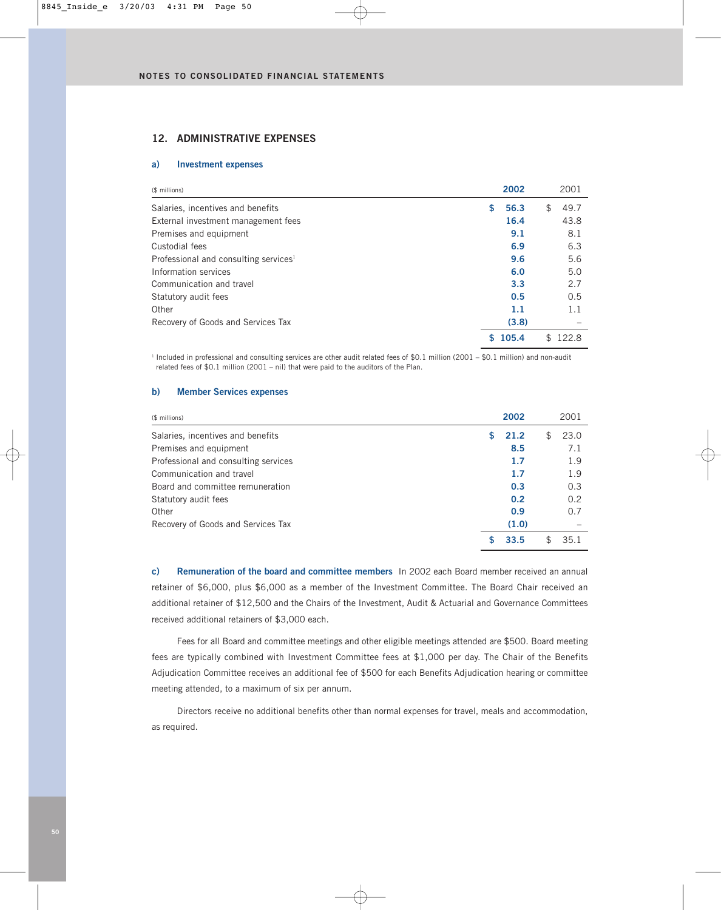## 12. ADMINISTRATIVE EXPENSES

### a) Investment expenses

| ($ millions) | 2002 | 2001 |
|---|---|---|
| Salaries, incentives and benefits | $ 56.3 | $ 49.7 |
| External investment management fees | 16.4 | 43.8 |
| Premises and equipment | 9.1 | 8.1 |
| Custodial fees | 6.9 | 6.3 |
| Professional and consulting services[1] | 9.6 | 5.6 |
| Information services | 6.0 | 5.0 |
| Communication and travel | 3.3 | 2.7 |
| Statutory audit fees | 0.5 | 0.5 |
| Other | 1.1 | 1.1 |
| Recovery of Goods and Services Tax | (3.8) | – |
| | $ 105.4 | $ 122.8 |

[1] Included in professional and consulting services are other audit related fees of $0.1 million (2001 – $0.1 million) and non-audit related fees of $0.1 million (2001 – nil) that were paid to the auditors of the Plan.

### b) Member Services expenses

| ($ millions) | 2002 | 2001 |
|---|---|---|
| Salaries, incentives and benefits | $ 21.2 | $ 23.0 |
| Premises and equipment | 8.5 | 7.1 |
| Professional and consulting services | 1.7 | 1.9 |
| Communication and travel | 1.7 | 1.9 |
| Board and committee remuneration | 0.3 | 0.3 |
| Statutory audit fees | 0.2 | 0.2 |
| Other | 0.9 | 0.7 |
| Recovery of Goods and Services Tax | (1.0) | – |
| | $ 33.5 | $ 35.1 |

**c) Remuneration of the board and committee members** In 2002 each Board member received an annual retainer of $6,000, plus $6,000 as a member of the Investment Committee. The Board Chair received an additional retainer of $12,500 and the Chairs of the Investment, Audit & Actuarial and Governance Committees received additional retainers of $3,000 each.

Fees for all Board and committee meetings and other eligible meetings attended are $500. Board meeting fees are typically combined with Investment Committee fees at $1,000 per day. The Chair of the Benefits Adjudication Committee receives an additional fee of $500 for each Benefits Adjudication hearing or committee meeting attended, to a maximum of six per annum.

Directors receive no additional benefits other than normal expenses for travel, meals and accommodation, as required.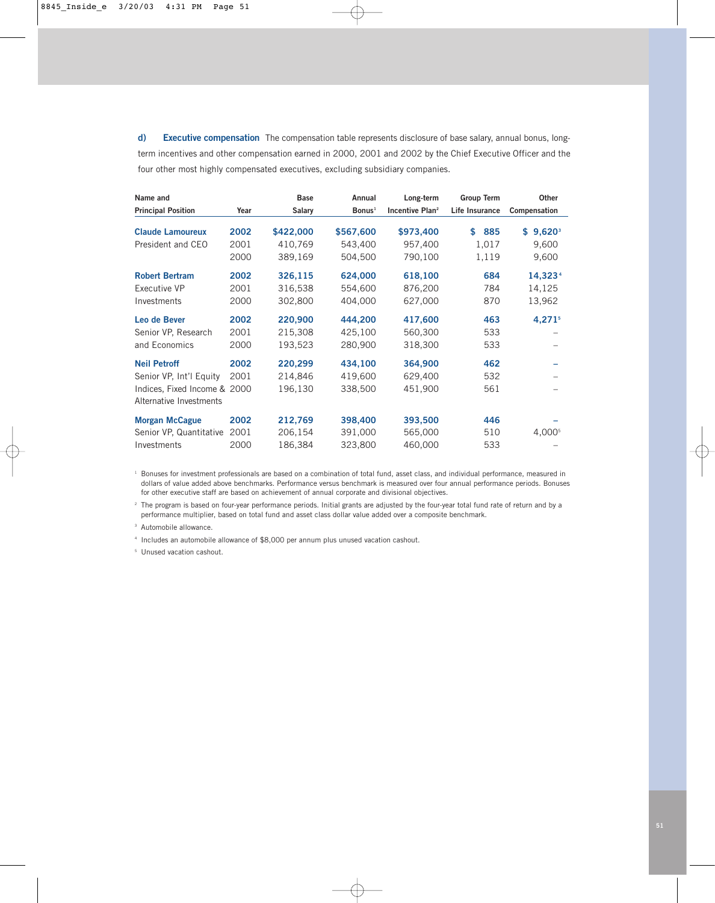**d) Executive compensation** The compensation table represents disclosure of base salary, annual bonus, long-term incentives and other compensation earned in 2000, 2001 and 2002 by the Chief Executive Officer and the four other most highly compensated executives, excluding subsidiary companies.

| Name and Principal Position | Year | Base Salary | Annual Bonus[1] | Long-term Incentive Plan[2] | Group Term Life Insurance | Other Compensation |
|---|---|---|---|---|---|---|
| **Claude Lamoureux** | **2002** | **$422,000** | **$567,600** | **$973,400** | **$ 885** | **$ 9,620[3]** |
| President and CEO | 2001 | 410,769 | 543,400 | 957,400 | 1,017 | 9,600 |
| | 2000 | 389,169 | 504,500 | 790,100 | 1,119 | 9,600 |
| **Robert Bertram** | **2002** | **326,115** | **624,000** | **618,100** | **684** | **14,323[4]** |
| Executive VP | 2001 | 316,538 | 554,600 | 876,200 | 784 | 14,125 |
| Investments | 2000 | 302,800 | 404,000 | 627,000 | 870 | 13,962 |
| **Leo de Bever** | **2002** | **220,900** | **444,200** | **417,600** | **463** | **4,271[5]** |
| Senior VP, Research | 2001 | 215,308 | 425,100 | 560,300 | 533 | – |
| and Economics | 2000 | 193,523 | 280,900 | 318,300 | 533 | – |
| **Neil Petroff** | **2002** | **220,299** | **434,100** | **364,900** | **462** | **–** |
| Senior VP, Int'l Equity | 2001 | 214,846 | 419,600 | 629,400 | 532 | – |
| Indices, Fixed Income & Alternative Investments | 2000 | 196,130 | 338,500 | 451,900 | 561 | – |
| **Morgan McCague** | **2002** | **212,769** | **398,400** | **393,500** | **446** | **–** |
| Senior VP, Quantitative | 2001 | 206,154 | 391,000 | 565,000 | 510 | 4,000[5] |
| Investments | 2000 | 186,384 | 323,800 | 460,000 | 533 | – |

[1] Bonuses for investment professionals are based on a combination of total fund, asset class, and individual performance, measured in dollars of value added above benchmarks. Performance versus benchmark is measured over four annual performance periods. Bonuses for other executive staff are based on achievement of annual corporate and divisional objectives.

[2] The program is based on four-year performance periods. Initial grants are adjusted by the four-year total fund rate of return and by a performance multiplier, based on total fund and asset class dollar value added over a composite benchmark.

[3] Automobile allowance.

[4] Includes an automobile allowance of $8,000 per annum plus unused vacation cashout.

[5] Unused vacation cashout.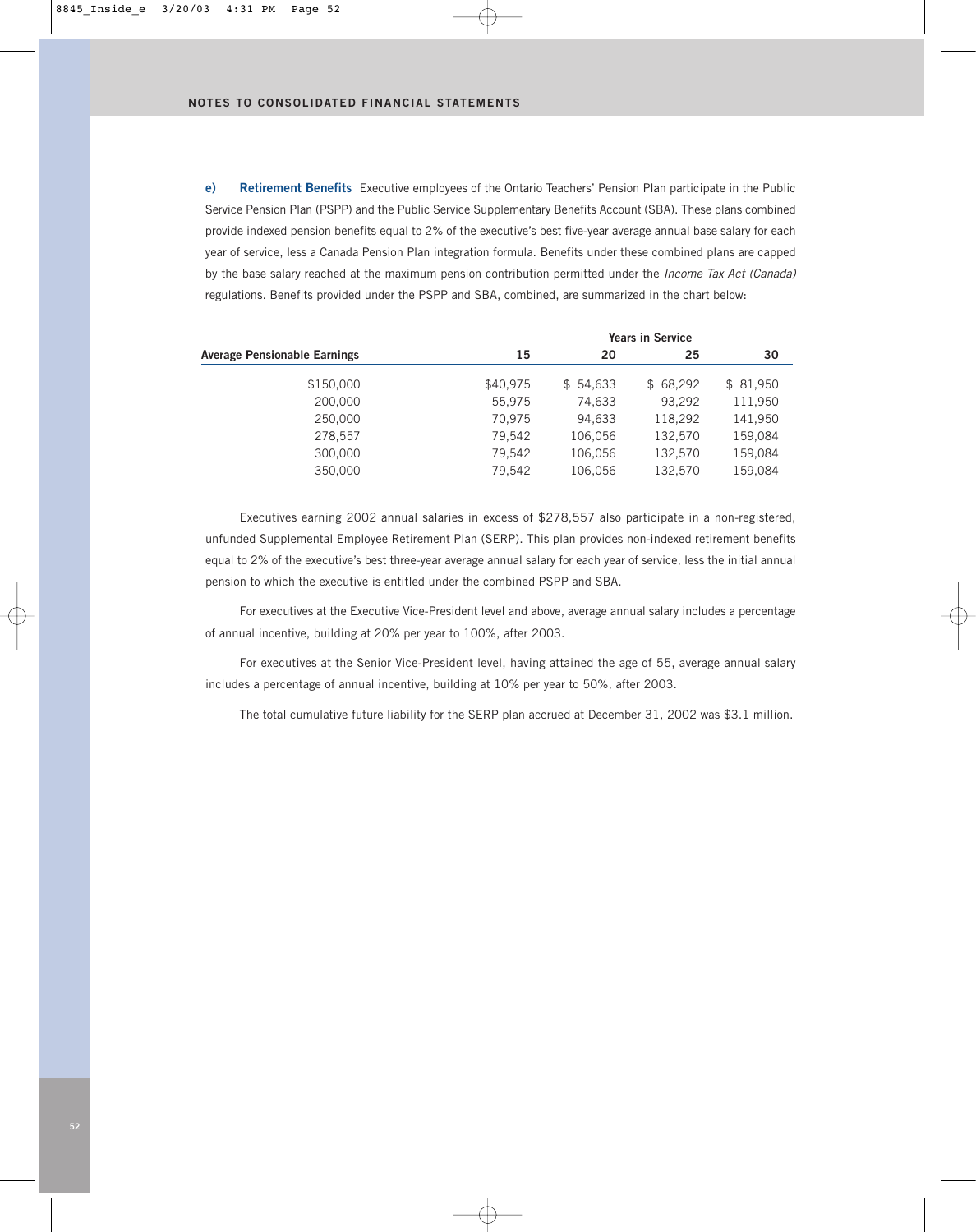## NOTES TO CONSOLIDATED FINANCIAL STATEMENTS

**e) Retirement Benefits** Executive employees of the Ontario Teachers' Pension Plan participate in the Public Service Pension Plan (PSPP) and the Public Service Supplementary Benefits Account (SBA). These plans combined provide indexed pension benefits equal to 2% of the executive's best five-year average annual base salary for each year of service, less a Canada Pension Plan integration formula. Benefits under these combined plans are capped by the base salary reached at the maximum pension contribution permitted under the *Income Tax Act (Canada)* regulations. Benefits provided under the PSPP and SBA, combined, are summarized in the chart below:

| | Years in Service | | | |
|---|---|---|---|---|
| **Average Pensionable Earnings** | **15** | **20** | **25** | **30** |
| $150,000 | $40,975 | $ 54,633 | $ 68,292 | $ 81,950 |
| 200,000 | 55,975 | 74,633 | 93,292 | 111,950 |
| 250,000 | 70,975 | 94,633 | 118,292 | 141,950 |
| 278,557 | 79,542 | 106,056 | 132,570 | 159,084 |
| 300,000 | 79,542 | 106,056 | 132,570 | 159,084 |
| 350,000 | 79,542 | 106,056 | 132,570 | 159,084 |

Executives earning 2002 annual salaries in excess of $278,557 also participate in a non-registered, unfunded Supplemental Employee Retirement Plan (SERP). This plan provides non-indexed retirement benefits equal to 2% of the executive's best three-year average annual salary for each year of service, less the initial annual pension to which the executive is entitled under the combined PSPP and SBA.

For executives at the Executive Vice-President level and above, average annual salary includes a percentage of annual incentive, building at 20% per year to 100%, after 2003.

For executives at the Senior Vice-President level, having attained the age of 55, average annual salary includes a percentage of annual incentive, building at 10% per year to 50%, after 2003.

The total cumulative future liability for the SERP plan accrued at December 31, 2002 was $3.1 million.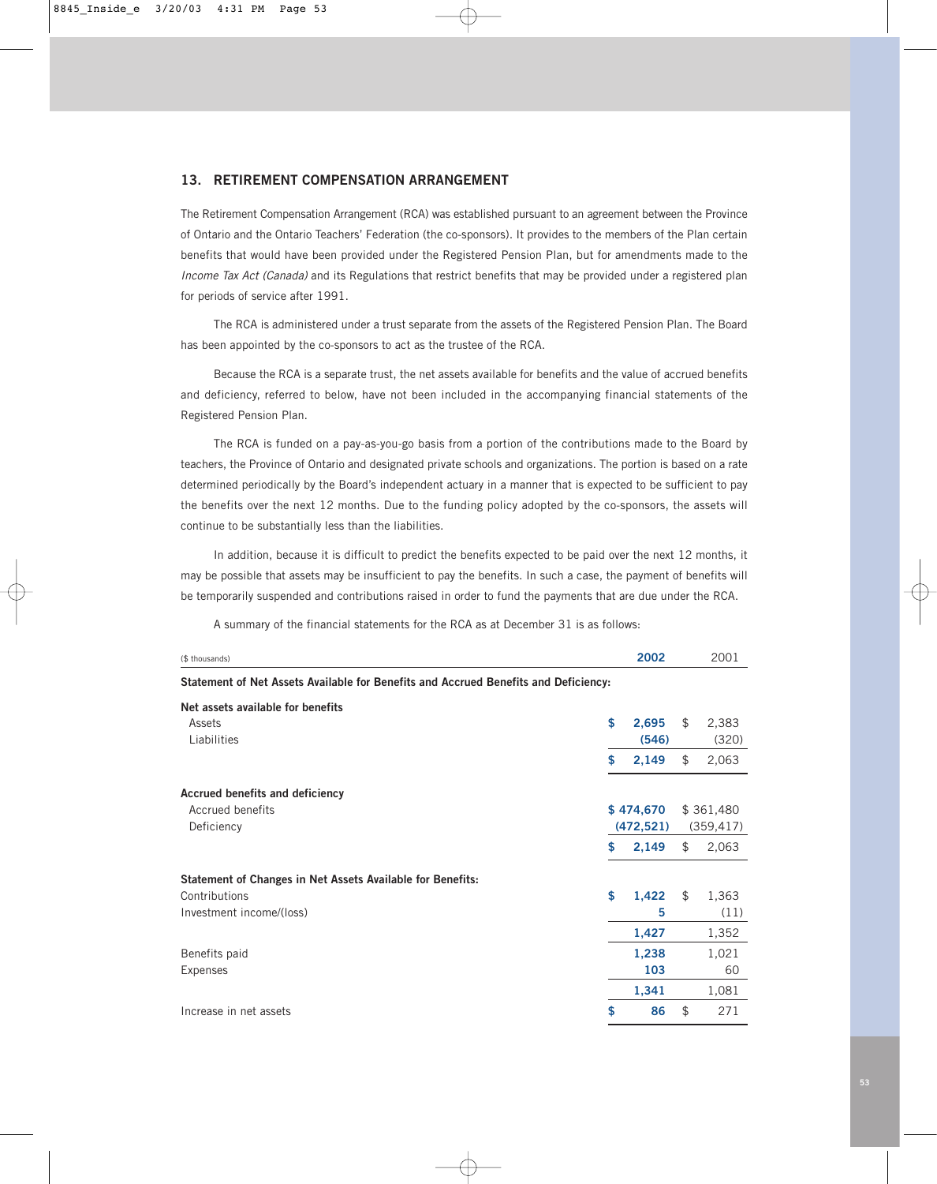## 13. RETIREMENT COMPENSATION ARRANGEMENT

The Retirement Compensation Arrangement (RCA) was established pursuant to an agreement between the Province of Ontario and the Ontario Teachers' Federation (the co-sponsors). It provides to the members of the Plan certain benefits that would have been provided under the Registered Pension Plan, but for amendments made to the *Income Tax Act (Canada)* and its Regulations that restrict benefits that may be provided under a registered plan for periods of service after 1991.

The RCA is administered under a trust separate from the assets of the Registered Pension Plan. The Board has been appointed by the co-sponsors to act as the trustee of the RCA.

Because the RCA is a separate trust, the net assets available for benefits and the value of accrued benefits and deficiency, referred to below, have not been included in the accompanying financial statements of the Registered Pension Plan.

The RCA is funded on a pay-as-you-go basis from a portion of the contributions made to the Board by teachers, the Province of Ontario and designated private schools and organizations. The portion is based on a rate determined periodically by the Board's independent actuary in a manner that is expected to be sufficient to pay the benefits over the next 12 months. Due to the funding policy adopted by the co-sponsors, the assets will continue to be substantially less than the liabilities.

In addition, because it is difficult to predict the benefits expected to be paid over the next 12 months, it may be possible that assets may be insufficient to pay the benefits. In such a case, the payment of benefits will be temporarily suspended and contributions raised in order to fund the payments that are due under the RCA.

A summary of the financial statements for the RCA as at December 31 is as follows:

| ($ thousands) | 2002 | 2001 |
|---|---|---|
| **Statement of Net Assets Available for Benefits and Accrued Benefits and Deficiency:** | | |
| **Net assets available for benefits** | | |
| Assets | $ 2,695 | $ 2,383 |
| Liabilities | (546) | (320) |
| | $ 2,149 | $ 2,063 |
| **Accrued benefits and deficiency** | | |
| Accrued benefits | $ 474,670 | $ 361,480 |
| Deficiency | (472,521) | (359,417) |
| | $ 2,149 | $ 2,063 |
| **Statement of Changes in Net Assets Available for Benefits:** | | |
| Contributions | $ 1,422 | $ 1,363 |
| Investment income/(loss) | 5 | (11) |
| | 1,427 | 1,352 |
| Benefits paid | 1,238 | 1,021 |
| Expenses | 103 | 60 |
| | 1,341 | 1,081 |
| Increase in net assets | $ 86 | $ 271 |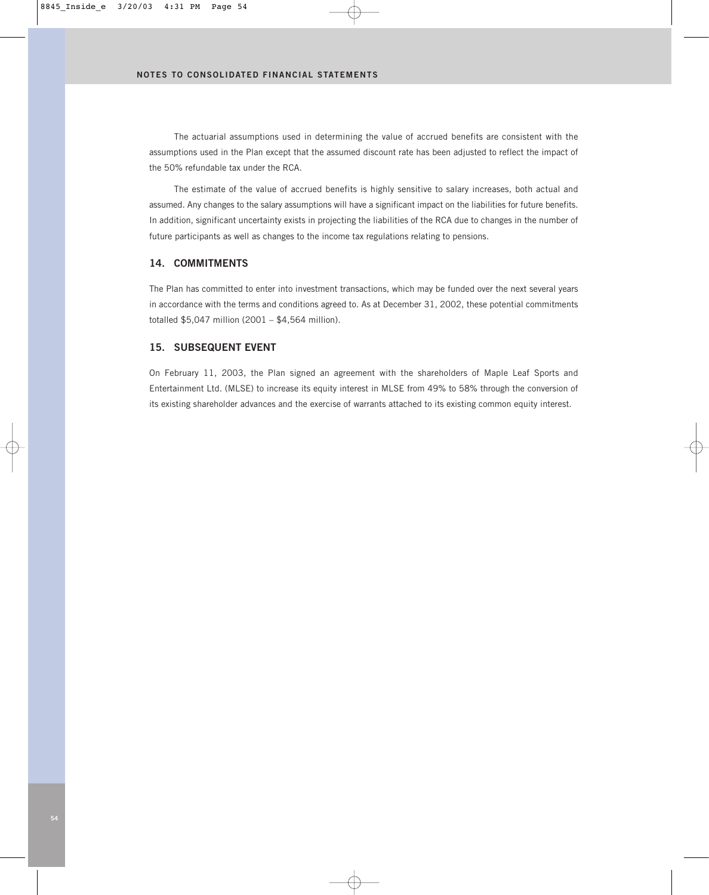The actuarial assumptions used in determining the value of accrued benefits are consistent with the assumptions used in the Plan except that the assumed discount rate has been adjusted to reflect the impact of the 50% refundable tax under the RCA.

The estimate of the value of accrued benefits is highly sensitive to salary increases, both actual and assumed. Any changes to the salary assumptions will have a significant impact on the liabilities for future benefits. In addition, significant uncertainty exists in projecting the liabilities of the RCA due to changes in the number of future participants as well as changes to the income tax regulations relating to pensions.

## 14. COMMITMENTS

The Plan has committed to enter into investment transactions, which may be funded over the next several years in accordance with the terms and conditions agreed to. As at December 31, 2002, these potential commitments totalled $5,047 million (2001 – $4,564 million).

## 15. SUBSEQUENT EVENT

On February 11, 2003, the Plan signed an agreement with the shareholders of Maple Leaf Sports and Entertainment Ltd. (MLSE) to increase its equity interest in MLSE from 49% to 58% through the conversion of its existing shareholder advances and the exercise of warrants attached to its existing common equity interest.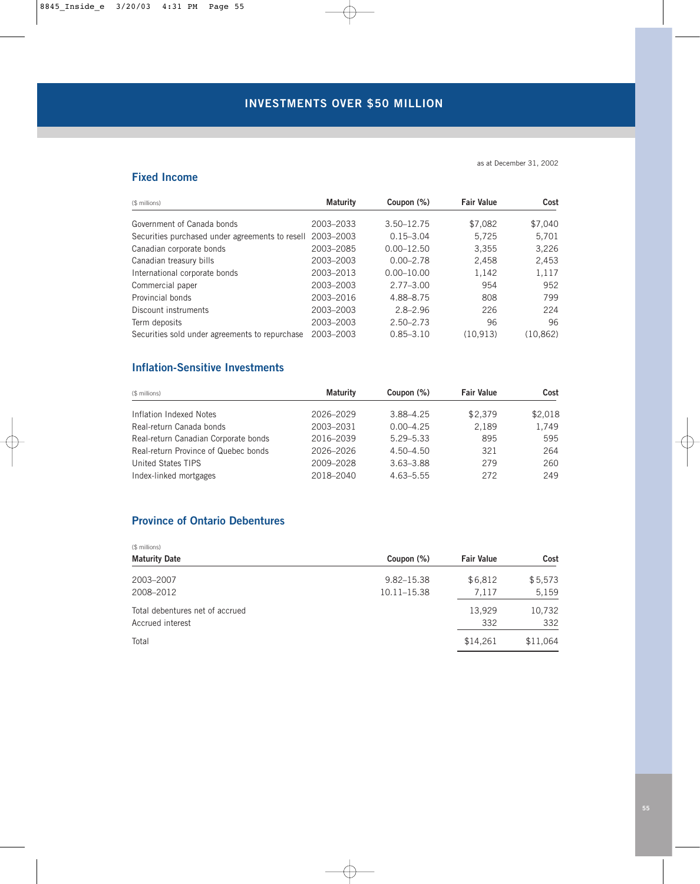# INVESTMENTS OVER $50 MILLION

as at December 31, 2002

## Fixed Income

| ($ millions) | Maturity | Coupon (%) | Fair Value | Cost |
|---|---|---|---|---|
| Government of Canada bonds | 2003–2033 | 3.50–12.75 | $7,082 | $7,040 |
| Securities purchased under agreements to resell | 2003–2003 | 0.15–3.04 | 5,725 | 5,701 |
| Canadian corporate bonds | 2003–2085 | 0.00–12.50 | 3,355 | 3,226 |
| Canadian treasury bills | 2003–2003 | 0.00–2.78 | 2,458 | 2,453 |
| International corporate bonds | 2003–2013 | 0.00–10.00 | 1,142 | 1,117 |
| Commercial paper | 2003–2003 | 2.77–3.00 | 954 | 952 |
| Provincial bonds | 2003–2016 | 4.88–8.75 | 808 | 799 |
| Discount instruments | 2003–2003 | 2.8–2.96 | 226 | 224 |
| Term deposits | 2003–2003 | 2.50–2.73 | 96 | 96 |
| Securities sold under agreements to repurchase | 2003–2003 | 0.85–3.10 | (10,913) | (10,862) |

## Inflation-Sensitive Investments

| ($ millions) | Maturity | Coupon (%) | Fair Value | Cost |
|---|---|---|---|---|
| Inflation Indexed Notes | 2026–2029 | 3.88–4.25 | $2,379 | $2,018 |
| Real-return Canada bonds | 2003–2031 | 0.00–4.25 | 2,189 | 1,749 |
| Real-return Canadian Corporate bonds | 2016–2039 | 5.29–5.33 | 895 | 595 |
| Real-return Province of Quebec bonds | 2026–2026 | 4.50–4.50 | 321 | 264 |
| United States TIPS | 2009–2028 | 3.63–3.88 | 279 | 260 |
| Index-linked mortgages | 2018–2040 | 4.63–5.55 | 272 | 249 |

## Province of Ontario Debentures

| ($ millions)<br>Maturity Date | Coupon (%) | Fair Value | Cost |
|---|---|---|---|
| 2003–2007 | 9.82–15.38 | $6,812 | $5,573 |
| 2008–2012 | 10.11–15.38 | 7,117 | 5,159 |
| Total debentures net of accrued | | 13,929 | 10,732 |
| Accrued interest | | 332 | 332 |
| Total | | $14,261 | $11,064 |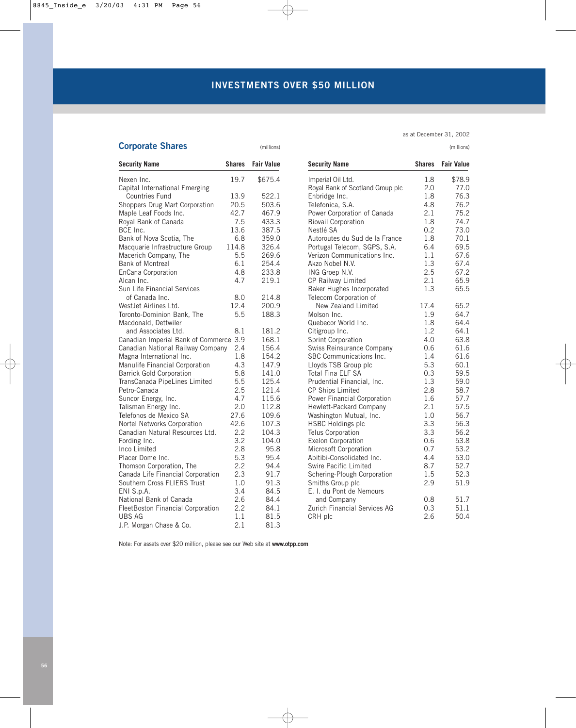# INVESTMENTS OVER $50 MILLION

as at December 31, 2002

## Corporate Shares

(millions)

| Security Name | Shares | Fair Value |
|---|---|---|
| Nexen Inc. | 19.7 | $675.4 |
| Capital International Emerging Countries Fund | 13.9 | 522.1 |
| Shoppers Drug Mart Corporation | 20.5 | 503.6 |
| Maple Leaf Foods Inc. | 42.7 | 467.9 |
| Royal Bank of Canada | 7.5 | 433.3 |
| BCE Inc. | 13.6 | 387.5 |
| Bank of Nova Scotia, The | 6.8 | 359.0 |
| Macquarie Infrastructure Group | 114.8 | 326.4 |
| Macerich Company, The | 5.5 | 269.6 |
| Bank of Montreal | 6.1 | 254.4 |
| EnCana Corporation | 4.8 | 233.8 |
| Alcan Inc. | 4.7 | 219.1 |
| Sun Life Financial Services of Canada Inc. | 8.0 | 214.8 |
| WestJet Airlines Ltd. | 12.4 | 200.9 |
| Toronto-Dominion Bank, The | 5.5 | 188.3 |
| Macdonald, Dettwiler and Associates Ltd. | 8.1 | 181.2 |
| Canadian Imperial Bank of Commerce | 3.9 | 168.1 |
| Canadian National Railway Company | 2.4 | 156.4 |
| Magna International Inc. | 1.8 | 154.2 |
| Manulife Financial Corporation | 4.3 | 147.9 |
| Barrick Gold Corporation | 5.8 | 141.0 |
| TransCanada PipeLines Limited | 5.5 | 125.4 |
| Petro-Canada | 2.5 | 121.4 |
| Suncor Energy, Inc. | 4.7 | 115.6 |
| Talisman Energy Inc. | 2.0 | 112.8 |
| Telefonos de Mexico SA | 27.6 | 109.6 |
| Nortel Networks Corporation | 42.6 | 107.3 |
| Canadian Natural Resources Ltd. | 2.2 | 104.3 |
| Fording Inc. | 3.2 | 104.0 |
| Inco Limited | 2.8 | 95.8 |
| Placer Dome Inc. | 5.3 | 95.4 |
| Thomson Corporation, The | 2.2 | 94.4 |
| Canada Life Financial Corporation | 2.3 | 91.7 |
| Southern Cross FLIERS Trust | 1.0 | 91.3 |
| ENI S.p.A. | 3.4 | 84.5 |
| National Bank of Canada | 2.6 | 84.4 |
| FleetBoston Financial Corporation | 2.2 | 84.1 |
| UBS AG | 1.1 | 81.5 |
| J.P. Morgan Chase & Co. | 2.1 | 81.3 |
| Imperial Oil Ltd. | 1.8 | $78.9 |
| Royal Bank of Scotland Group plc | 2.0 | 77.0 |
| Enbridge Inc. | 1.8 | 76.3 |
| Telefonica, S.A. | 4.8 | 76.2 |
| Power Corporation of Canada | 2.1 | 75.2 |
| Biovail Corporation | 1.8 | 74.7 |
| Nestlé SA | 0.2 | 73.0 |
| Autoroutes du Sud de la France | 1.8 | 70.1 |
| Portugal Telecom, SGPS, S.A. | 6.4 | 69.5 |
| Verizon Communications Inc. | 1.1 | 67.6 |
| Akzo Nobel N.V. | 1.3 | 67.4 |
| ING Groep N.V. | 2.5 | 67.2 |
| CP Railway Limited | 2.1 | 65.9 |
| Baker Hughes Incorporated | 1.3 | 65.5 |
| Telecom Corporation of New Zealand Limited | 17.4 | 65.2 |
| Molson Inc. | 1.9 | 64.7 |
| Quebecor World Inc. | 1.8 | 64.4 |
| Citigroup Inc. | 1.2 | 64.1 |
| Sprint Corporation | 4.0 | 63.8 |
| Swiss Reinsurance Company | 0.6 | 61.6 |
| SBC Communications Inc. | 1.4 | 61.6 |
| Lloyds TSB Group plc | 5.3 | 60.1 |
| Total Fina ELF SA | 0.3 | 59.5 |
| Prudential Financial, Inc. | 1.3 | 59.0 |
| CP Ships Limited | 2.8 | 58.7 |
| Power Financial Corporation | 1.6 | 57.7 |
| Hewlett-Packard Company | 2.1 | 57.5 |
| Washington Mutual, Inc. | 1.0 | 56.7 |
| HSBC Holdings plc | 3.3 | 56.3 |
| Telus Corporation | 3.3 | 56.2 |
| Exelon Corporation | 0.6 | 53.8 |
| Microsoft Corporation | 0.7 | 53.2 |
| Abitibi-Consolidated Inc. | 4.4 | 53.0 |
| Swire Pacific Limited | 8.7 | 52.7 |
| Schering-Plough Corporation | 1.5 | 52.3 |
| Smiths Group plc | 2.9 | 51.9 |
| E. I. du Pont de Nemours and Company | 0.8 | 51.7 |
| Zurich Financial Services AG | 0.3 | 51.1 |
| CRH plc | 2.6 | 50.4 |

Note: For assets over $20 million, please see our Web site at **www.otpp.com**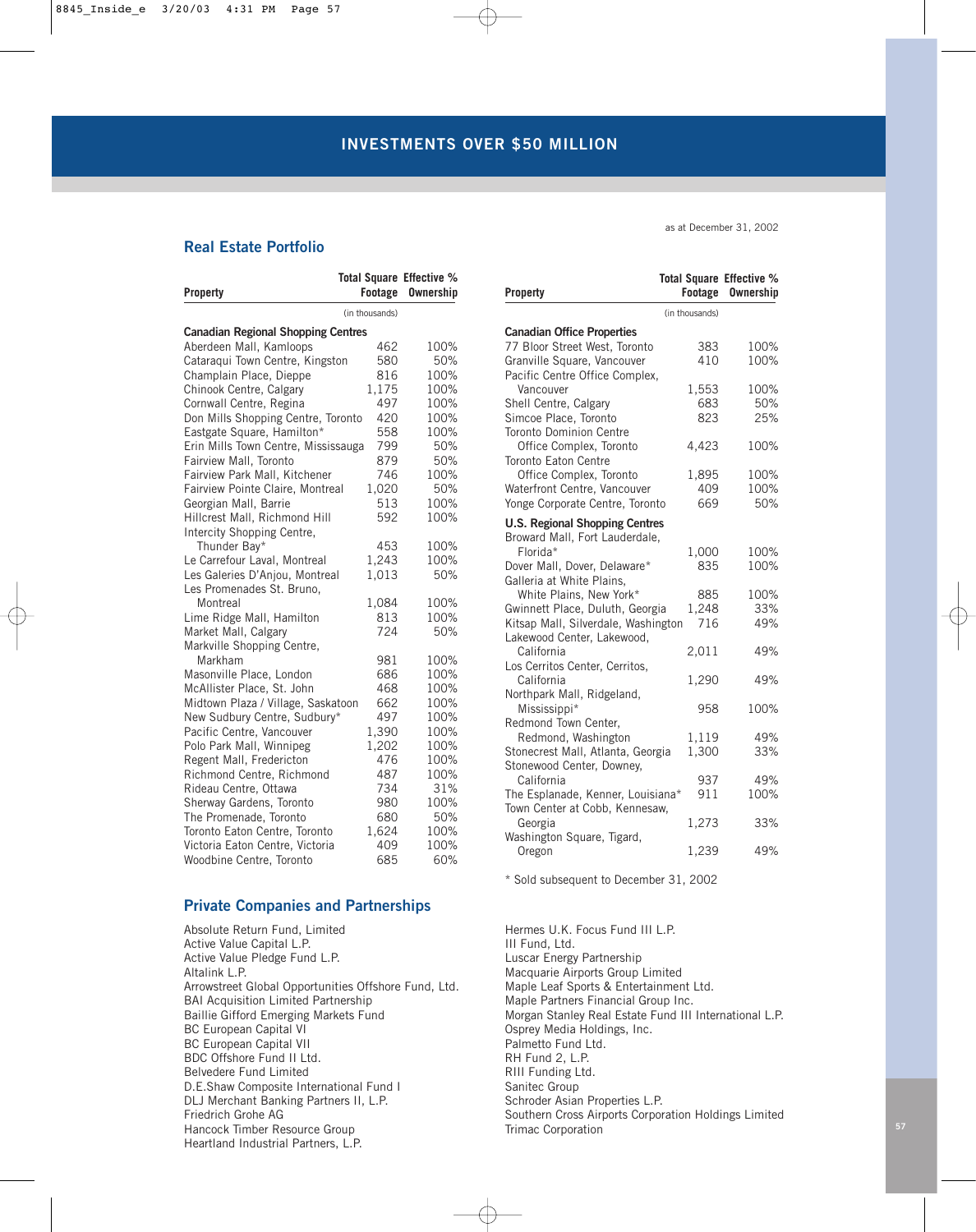# INVESTMENTS OVER $50 MILLION

as at December 31, 2002

## Real Estate Portfolio

| Property | Total Square Footage | Effective % Ownership |
|---|---|---|
| | (in thousands) | |
| **Canadian Regional Shopping Centres** | | |
| Aberdeen Mall, Kamloops | 462 | 100% |
| Cataraqui Town Centre, Kingston | 580 | 50% |
| Champlain Place, Dieppe | 816 | 100% |
| Chinook Centre, Calgary | 1,175 | 100% |
| Cornwall Centre, Regina | 497 | 100% |
| Don Mills Shopping Centre, Toronto | 420 | 100% |
| Eastgate Square, Hamilton* | 558 | 100% |
| Erin Mills Town Centre, Mississauga | 799 | 50% |
| Fairview Mall, Toronto | 879 | 50% |
| Fairview Park Mall, Kitchener | 746 | 100% |
| Fairview Pointe Claire, Montreal | 1,020 | 50% |
| Georgian Mall, Barrie | 513 | 100% |
| Hillcrest Mall, Richmond Hill | 592 | 100% |
| Intercity Shopping Centre, Thunder Bay* | 453 | 100% |
| Le Carrefour Laval, Montreal | 1,243 | 100% |
| Les Galeries D'Anjou, Montreal | 1,013 | 50% |
| Les Promenades St. Bruno, Montreal | 1,084 | 100% |
| Lime Ridge Mall, Hamilton | 813 | 100% |
| Market Mall, Calgary | 724 | 50% |
| Markville Shopping Centre, Markham | 981 | 100% |
| Masonville Place, London | 686 | 100% |
| McAllister Place, St. John | 468 | 100% |
| Midtown Plaza / Village, Saskatoon | 662 | 100% |
| New Sudbury Centre, Sudbury* | 497 | 100% |
| Pacific Centre, Vancouver | 1,390 | 100% |
| Polo Park Mall, Winnipeg | 1,202 | 100% |
| Regent Mall, Fredericton | 476 | 100% |
| Richmond Centre, Richmond | 487 | 100% |
| Rideau Centre, Ottawa | 734 | 31% |
| Sherway Gardens, Toronto | 980 | 100% |
| The Promenade, Toronto | 680 | 50% |
| Toronto Eaton Centre, Toronto | 1,624 | 100% |
| Victoria Eaton Centre, Victoria | 409 | 100% |
| Woodbine Centre, Toronto | 685 | 60% |
| **Canadian Office Properties** | | |
| 77 Bloor Street West, Toronto | 383 | 100% |
| Granville Square, Vancouver | 410 | 100% |
| Pacific Centre Office Complex, Vancouver | 1,553 | 100% |
| Shell Centre, Calgary | 683 | 50% |
| Simcoe Place, Toronto | 823 | 25% |
| Toronto Dominion Centre Office Complex, Toronto | 4,423 | 100% |
| Toronto Eaton Centre Office Complex, Toronto | 1,895 | 100% |
| Waterfront Centre, Vancouver | 409 | 100% |
| Yonge Corporate Centre, Toronto | 669 | 50% |
| **U.S. Regional Shopping Centres** | | |
| Broward Mall, Fort Lauderdale, Florida* | 1,000 | 100% |
| Dover Mall, Dover, Delaware* | 835 | 100% |
| Galleria at White Plains, White Plains, New York* | 885 | 100% |
| Gwinnett Place, Duluth, Georgia | 1,248 | 33% |
| Kitsap Mall, Silverdale, Washington | 716 | 49% |
| Lakewood Center, Lakewood, California | 2,011 | 49% |
| Los Cerritos Center, Cerritos, California | 1,290 | 49% |
| Northpark Mall, Ridgeland, Mississippi* | 958 | 100% |
| Redmond Town Center, Redmond, Washington | 1,119 | 49% |
| Stonecrest Mall, Atlanta, Georgia | 1,300 | 33% |
| Stonewood Center, Downey, California | 937 | 49% |
| The Esplanade, Kenner, Louisiana* | 911 | 100% |
| Town Center at Cobb, Kennesaw, Georgia | 1,273 | 33% |
| Washington Square, Tigard, Oregon | 1,239 | 49% |

* Sold subsequent to December 31, 2002

## Private Companies and Partnerships

Absolute Return Fund, Limited
Active Value Capital L.P.
Active Value Pledge Fund L.P.
Altalink L.P.
Arrowstreet Global Opportunities Offshore Fund, Ltd.
BAI Acquisition Limited Partnership
Baillie Gifford Emerging Markets Fund
BC European Capital VI
BC European Capital VII
BDC Offshore Fund II Ltd.
Belvedere Fund Limited
D.E.Shaw Composite International Fund I
DLJ Merchant Banking Partners II, L.P.
Friedrich Grohe AG
Hancock Timber Resource Group
Heartland Industrial Partners, L.P.
Hermes U.K. Focus Fund III L.P.
III Fund, Ltd.
Luscar Energy Partnership
Macquarie Airports Group Limited
Maple Leaf Sports & Entertainment Ltd.
Maple Partners Financial Group Inc.
Morgan Stanley Real Estate Fund III International L.P.
Osprey Media Holdings, Inc.
Palmetto Fund Ltd.
RH Fund 2, L.P.
RIII Funding Ltd.
Sanitec Group
Schroder Asian Properties L.P.
Southern Cross Airports Corporation Holdings Limited
Trimac Corporation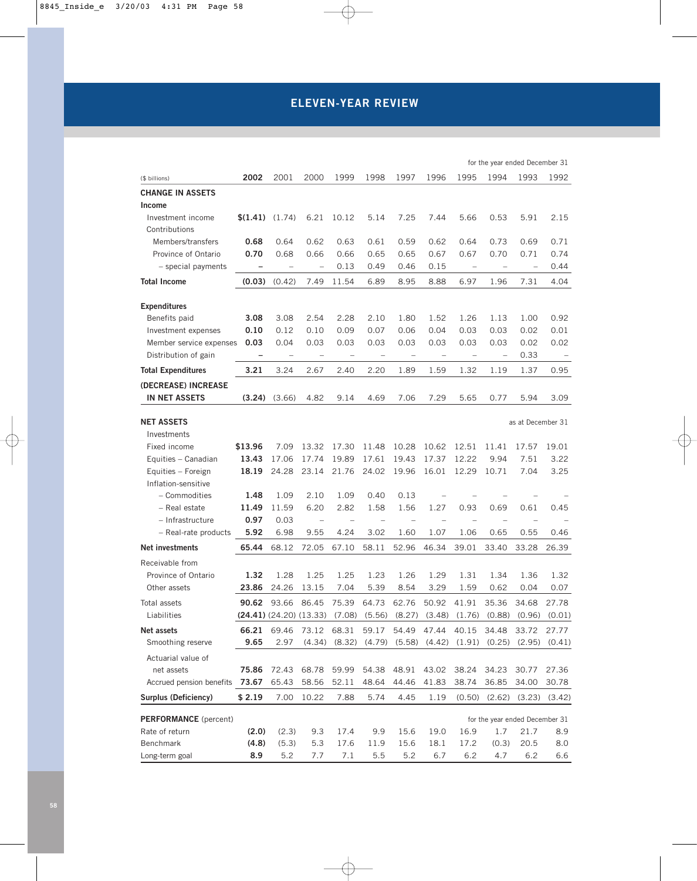# ELEVEN-YEAR REVIEW

for the year ended December 31

| ($ billions) | 2002 | 2001 | 2000 | 1999 | 1998 | 1997 | 1996 | 1995 | 1994 | 1993 | 1992 |
|---|---|---|---|---|---|---|---|---|---|---|---|
| **CHANGE IN ASSETS** | | | | | | | | | | | |
| **Income** | | | | | | | | | | | |
| Investment income | **$(1.41)** | (1.74) | 6.21 | 10.12 | 5.14 | 7.25 | 7.44 | 5.66 | 0.53 | 5.91 | 2.15 |
| Contributions | | | | | | | | | | | |
| Members/transfers | **0.68** | 0.64 | 0.62 | 0.63 | 0.61 | 0.59 | 0.62 | 0.64 | 0.73 | 0.69 | 0.71 |
| Province of Ontario | **0.70** | 0.68 | 0.66 | 0.66 | 0.65 | 0.65 | 0.67 | 0.67 | 0.70 | 0.71 | 0.74 |
| – special payments | **–** | – | – | 0.13 | 0.49 | 0.46 | 0.15 | – | – | – | 0.44 |
| **Total Income** | **(0.03)** | (0.42) | 7.49 | 11.54 | 6.89 | 8.95 | 8.88 | 6.97 | 1.96 | 7.31 | 4.04 |
| **Expenditures** | | | | | | | | | | | |
| Benefits paid | **3.08** | 3.08 | 2.54 | 2.28 | 2.10 | 1.80 | 1.52 | 1.26 | 1.13 | 1.00 | 0.92 |
| Investment expenses | **0.10** | 0.12 | 0.10 | 0.09 | 0.07 | 0.06 | 0.04 | 0.03 | 0.03 | 0.02 | 0.01 |
| Member service expenses | **0.03** | 0.04 | 0.03 | 0.03 | 0.03 | 0.03 | 0.03 | 0.03 | 0.03 | 0.02 | 0.02 |
| Distribution of gain | **–** | – | – | – | – | – | – | – | – | 0.33 | – |
| **Total Expenditures** | **3.21** | 3.24 | 2.67 | 2.40 | 2.20 | 1.89 | 1.59 | 1.32 | 1.19 | 1.37 | 0.95 |
| **(DECREASE) INCREASE IN NET ASSETS** | **(3.24)** | (3.66) | 4.82 | 9.14 | 4.69 | 7.06 | 7.29 | 5.65 | 0.77 | 5.94 | 3.09 |
| **NET ASSETS** (as at December 31) | | | | | | | | | | | |
| Investments | | | | | | | | | | | |
| Fixed income | **$13.96** | 7.09 | 13.32 | 17.30 | 11.48 | 10.28 | 10.62 | 12.51 | 11.41 | 17.57 | 19.01 |
| Equities – Canadian | **13.43** | 17.06 | 17.74 | 19.89 | 17.61 | 19.43 | 17.37 | 12.22 | 9.94 | 7.51 | 3.22 |
| Equities – Foreign | **18.19** | 24.28 | 23.14 | 21.76 | 24.02 | 19.96 | 16.01 | 12.29 | 10.71 | 7.04 | 3.25 |
| Inflation-sensitive | | | | | | | | | | | |
| – Commodities | **1.48** | 1.09 | 2.10 | 1.09 | 0.40 | 0.13 | – | – | – | – | – |
| – Real estate | **11.49** | 11.59 | 6.20 | 2.82 | 1.58 | 1.56 | 1.27 | 0.93 | 0.69 | 0.61 | 0.45 |
| – Infrastructure | **0.97** | 0.03 | – | – | – | – | – | – | – | – | – |
| – Real-rate products | **5.92** | 6.98 | 9.55 | 4.24 | 3.02 | 1.60 | 1.07 | 1.06 | 0.65 | 0.55 | 0.46 |
| **Net investments** | **65.44** | 68.12 | 72.05 | 67.10 | 58.11 | 52.96 | 46.34 | 39.01 | 33.40 | 33.28 | 26.39 |
| Receivable from | | | | | | | | | | | |
| Province of Ontario | **1.32** | 1.28 | 1.25 | 1.25 | 1.23 | 1.26 | 1.29 | 1.31 | 1.34 | 1.36 | 1.32 |
| Other assets | **23.86** | 24.26 | 13.15 | 7.04 | 5.39 | 8.54 | 3.29 | 1.59 | 0.62 | 0.04 | 0.07 |
| Total assets | **90.62** | 93.66 | 86.45 | 75.39 | 64.73 | 62.76 | 50.92 | 41.91 | 35.36 | 34.68 | 27.78 |
| Liabilities | **(24.41)** | (24.20) | (13.33) | (7.08) | (5.56) | (8.27) | (3.48) | (1.76) | (0.88) | (0.96) | (0.01) |
| **Net assets** | **66.21** | 69.46 | 73.12 | 68.31 | 59.17 | 54.49 | 47.44 | 40.15 | 34.48 | 33.72 | 27.77 |
| Smoothing reserve | **9.65** | 2.97 | (4.34) | (8.32) | (4.79) | (5.58) | (4.42) | (1.91) | (0.25) | (2.95) | (0.41) |
| Actuarial value of net assets | **75.86** | 72.43 | 68.78 | 59.99 | 54.38 | 48.91 | 43.02 | 38.24 | 34.23 | 30.77 | 27.36 |
| Accrued pension benefits | **73.67** | 65.43 | 58.56 | 52.11 | 48.64 | 44.46 | 41.83 | 38.74 | 36.85 | 34.00 | 30.78 |
| **Surplus (Deficiency)** | **$ 2.19** | 7.00 | 10.22 | 7.88 | 5.74 | 4.45 | 1.19 | (0.50) | (2.62) | (3.23) | (3.42) |
| **PERFORMANCE** (percent) (for the year ended December 31) | | | | | | | | | | | |
| Rate of return | **(2.0)** | (2.3) | 9.3 | 17.4 | 9.9 | 15.6 | 19.0 | 16.9 | 1.7 | 21.7 | 8.9 |
| Benchmark | **(4.8)** | (5.3) | 5.3 | 17.6 | 11.9 | 15.6 | 18.1 | 17.2 | (0.3) | 20.5 | 8.0 |
| Long-term goal | **8.9** | 5.2 | 7.7 | 7.1 | 5.5 | 5.2 | 6.7 | 6.2 | 4.7 | 6.2 | 6.6 |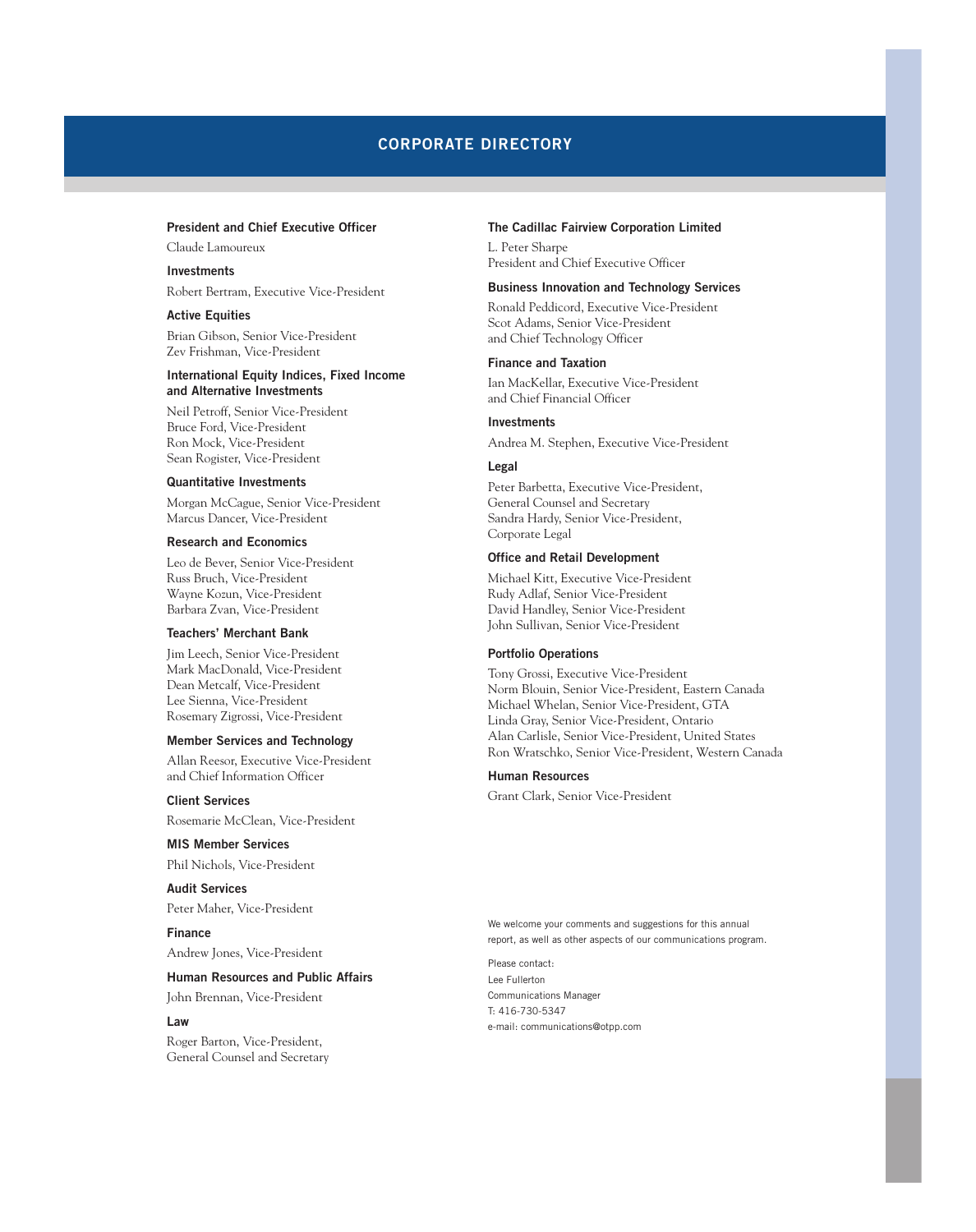# CORPORATE DIRECTORY

### President and Chief Executive Officer

Claude Lamoureux

### Investments

Robert Bertram, Executive Vice-President

### Active Equities

Brian Gibson, Senior Vice-President
Zev Frishman, Vice-President

### International Equity Indices, Fixed Income and Alternative Investments

Neil Petroff, Senior Vice-President
Bruce Ford, Vice-President
Ron Mock, Vice-President
Sean Rogister, Vice-President

### Quantitative Investments

Morgan McCague, Senior Vice-President
Marcus Dancer, Vice-President

### Research and Economics

Leo de Bever, Senior Vice-President
Russ Bruch, Vice-President
Wayne Kozun, Vice-President
Barbara Zvan, Vice-President

### Teachers' Merchant Bank

Jim Leech, Senior Vice-President
Mark MacDonald, Vice-President
Dean Metcalf, Vice-President
Lee Sienna, Vice-President
Rosemary Zigrossi, Vice-President

### Member Services and Technology

Allan Reesor, Executive Vice-President
and Chief Information Officer

### Client Services

Rosemarie McClean, Vice-President

### MIS Member Services

Phil Nichols, Vice-President

### Audit Services

Peter Maher, Vice-President

### Finance

Andrew Jones, Vice-President

### Human Resources and Public Affairs

John Brennan, Vice-President

### Law

Roger Barton, Vice-President,
General Counsel and Secretary

### The Cadillac Fairview Corporation Limited

L. Peter Sharpe
President and Chief Executive Officer

### Business Innovation and Technology Services

Ronald Peddicord, Executive Vice-President
Scot Adams, Senior Vice-President
and Chief Technology Officer

### Finance and Taxation

Ian MacKellar, Executive Vice-President
and Chief Financial Officer

### Investments

Andrea M. Stephen, Executive Vice-President

### Legal

Peter Barbetta, Executive Vice-President,
General Counsel and Secretary
Sandra Hardy, Senior Vice-President,
Corporate Legal

### Office and Retail Development

Michael Kitt, Executive Vice-President
Rudy Adlaf, Senior Vice-President
David Handley, Senior Vice-President
John Sullivan, Senior Vice-President

### Portfolio Operations

Tony Grossi, Executive Vice-President
Norm Blouin, Senior Vice-President, Eastern Canada
Michael Whelan, Senior Vice-President, GTA
Linda Gray, Senior Vice-President, Ontario
Alan Carlisle, Senior Vice-President, United States
Ron Wratschko, Senior Vice-President, Western Canada

### Human Resources

Grant Clark, Senior Vice-President

We welcome your comments and suggestions for this annual report, as well as other aspects of our communications program.

Please contact:
Lee Fullerton
Communications Manager
T: 416-730-5347
e-mail: communications@otpp.com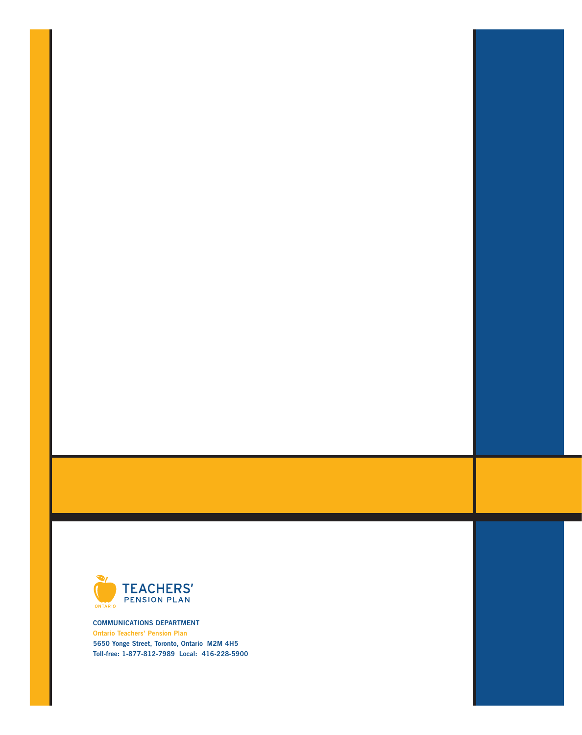TEACHERS'
PENSION PLAN
ONTARIO

**COMMUNICATIONS DEPARTMENT**

**Ontario Teachers' Pension Plan**

**5650 Yonge Street, Toronto, Ontario M2M 4H5**

**Toll-free: 1-877-812-7989 Local: 416-228-5900**